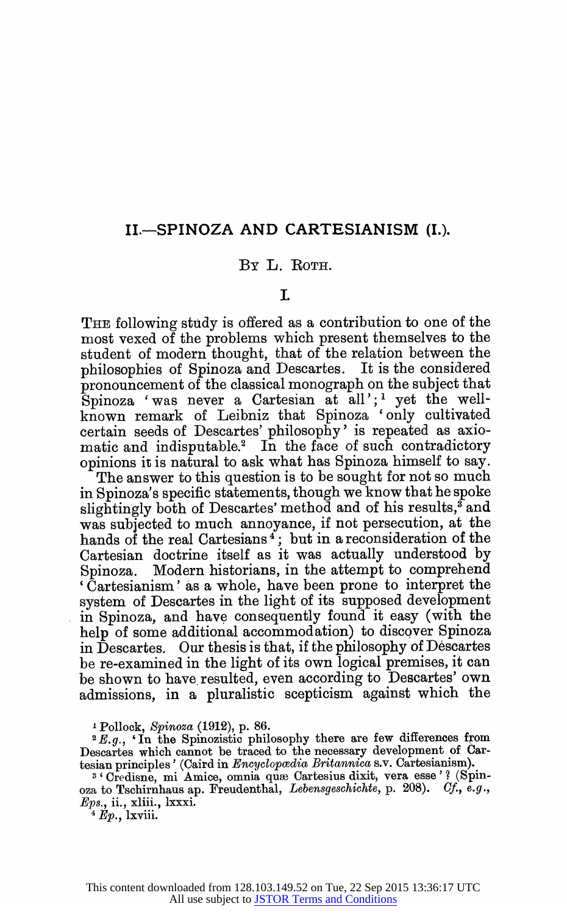# II.—SPINOZA AND CARTESIANISM (I.).

BY L. ROTH.

## I.

THE following study is offered as a contribution to one of the most vexed of the problems which present themselves to the student of modern thought, that of the relation between the philosophies of Spinoza and Descartes. It is the considered pronouncement of the classical monograph on the subject that Spinoza 'was never a Cartesian at all';[1] yet the well-known remark of Leibniz that Spinoza 'only cultivated certain seeds of Descartes' philosophy' is repeated as axiomatic and indisputable.[2] In the face of such contradictory opinions it is natural to ask what has Spinoza himself to say.

The answer to this question is to be sought for not so much in Spinoza's specific statements, though we know that he spoke slightingly both of Descartes' method and of his results,[3] and was subjected to much annoyance, if not persecution, at the hands of the real Cartesians[4]; but in a reconsideration of the Cartesian doctrine itself as it was actually understood by Spinoza. Modern historians, in the attempt to comprehend 'Cartesianism' as a whole, have been prone to interpret the system of Descartes in the light of its supposed development in Spinoza, and have consequently found it easy (with the help of some additional accommodation) to discover Spinoza in Descartes. Our thesis is that, if the philosophy of Descartes be re-examined in the light of its own logical premises, it can be shown to have resulted, even according to Descartes' own admissions, in a pluralistic scepticism against which the

[1] Pollock, *Spinoza* (1912), p. 86.

[2] *E.g.*, 'In the Spinozistic philosophy there are few differences from Descartes which cannot be traced to the necessary development of Cartesian principles' (Caird in *Encyclopædia Britannica* s.v. Cartesianism).

[3] 'Credisne, mi Amice, omnia quæ Cartesius dixit, vera esse'? (Spinoza to Tschirnhaus ap. Freudenthal, *Lebensgeschichte*, p. 208). *Cf., e.g.*, *Eps.*, ii., xliii., lxxxi.

[4] *Ep.*, lxviii.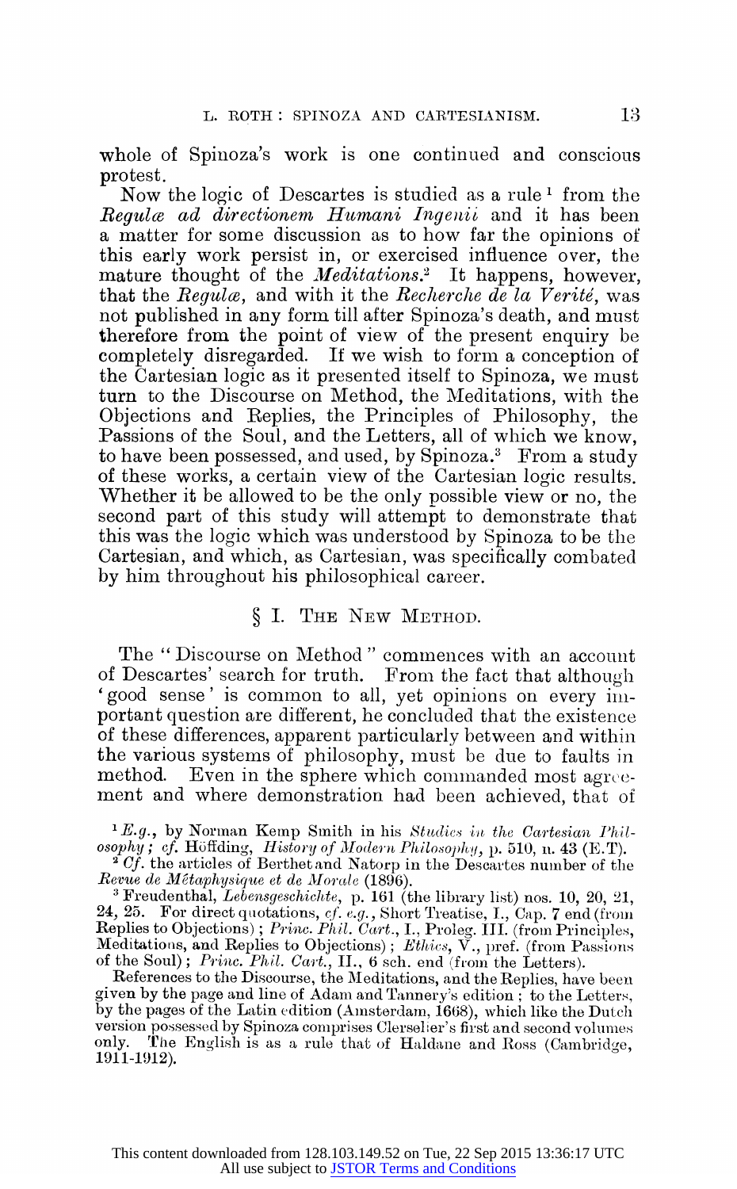whole of Spinoza's work is one continued and conscious protest.

Now the logic of Descartes is studied as a rule [1] from the *Regulæ ad directionem Humani Ingenii* and it has been a matter for some discussion as to how far the opinions of this early work persist in, or exercised influence over, the mature thought of the *Meditations*.[2] It happens, however, that the *Regulæ*, and with it the *Recherche de la Verité*, was not published in any form till after Spinoza's death, and must therefore from the point of view of the present enquiry be completely disregarded. If we wish to form a conception of the Cartesian logic as it presented itself to Spinoza, we must turn to the Discourse on Method, the Meditations, with the Objections and Replies, the Principles of Philosophy, the Passions of the Soul, and the Letters, all of which we know, to have been possessed, and used, by Spinoza.[3] From a study of these works, a certain view of the Cartesian logic results. Whether it be allowed to be the only possible view or no, the second part of this study will attempt to demonstrate that this was the logic which was understood by Spinoza to be the Cartesian, and which, as Cartesian, was specifically combated by him throughout his philosophical career.

## § I. The New Method.

The "Discourse on Method" commences with an account of Descartes' search for truth. From the fact that although 'good sense' is common to all, yet opinions on every important question are different, he concluded that the existence of these differences, apparent particularly between and within the various systems of philosophy, must be due to faults in method. Even in the sphere which commanded most agreement and where demonstration had been achieved, that of

---

[1] *E.g.*, by Norman Kemp Smith in his *Studies in the Cartesian Philosophy*; *cf.* Höffding, *History of Modern Philosophy*, p. 510, n. 43 (E.T).

[2] *Cf.* the articles of Berthet and Natorp in the Descartes number of the *Revue de Métaphysique et de Morale* (1896).

[3] Freudenthal, *Lebensgeschichte*, p. 161 (the library list) nos. 10, 20, 21, 24, 25. For direct quotations, *cf. e.g.*, Short Treatise, I., Cap. 7 end (from Replies to Objections); *Princ. Phil. Cart.*, I., Proleg. III. (from Principles, Meditations, and Replies to Objections); *Ethics*, V., pref. (from Passions of the Soul); *Princ. Phil. Cart.*, II., 6 sch. end (from the Letters).

References to the Discourse, the Meditations, and the Replies, have been given by the page and line of Adam and Tannery's edition; to the Letters, by the pages of the Latin edition (Amsterdam, 1668), which like the Dutch version possessed by Spinoza comprises Clerselier's first and second volumes only. The English is as a rule that of Haldane and Ross (Cambridge, 1911-1912).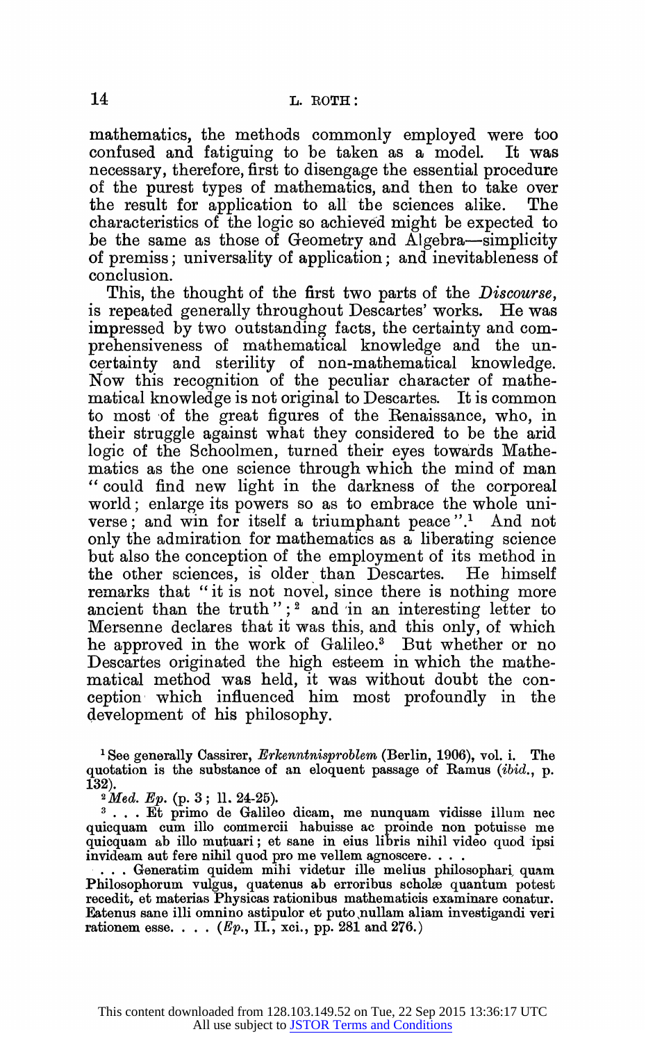mathematics, the methods commonly employed were too confused and fatiguing to be taken as a model. It was necessary, therefore, first to disengage the essential procedure of the purest types of mathematics, and then to take over the result for application to all the sciences alike. The characteristics of the logic so achieved might be expected to be the same as those of Geometry and Algebra—simplicity of premiss; universality of application; and inevitableness of conclusion.

This, the thought of the first two parts of the *Discourse*, is repeated generally throughout Descartes' works. He was impressed by two outstanding facts, the certainty and comprehensiveness of mathematical knowledge and the uncertainty and sterility of non-mathematical knowledge. Now this recognition of the peculiar character of mathematical knowledge is not original to Descartes. It is common to most of the great figures of the Renaissance, who, in their struggle against what they considered to be the arid logic of the Schoolmen, turned their eyes towards Mathematics as the one science through which the mind of man "could find new light in the darkness of the corporeal world; enlarge its powers so as to embrace the whole universe; and win for itself a triumphant peace".[1] And not only the admiration for mathematics as a liberating science but also the conception of the employment of its method in the other sciences, is older than Descartes. He himself remarks that "it is not novel, since there is nothing more ancient than the truth";[2] and in an interesting letter to Mersenne declares that it was this, and this only, of which he approved in the work of Galileo.[3] But whether or no Descartes originated the high esteem in which the mathematical method was held, it was without doubt the conception which influenced him most profoundly in the development of his philosophy.

[1] See generally Cassirer, *Erkenntnisproblem* (Berlin, 1906), vol. i. The quotation is the substance of an eloquent passage of Ramus (*ibid.*, p. 132).

[2] *Med. Ep.* (p. 3; ll. 24-25).

[3] . . . Et primo de Galileo dicam, me nunquam vidisse illum nec quicquam cum illo commercii habuisse ac proinde non potuisse me quicquam ab illo mutuari; et sane in eius libris nihil video quod ipsi invideam aut fere nihil quod pro me vellem agnoscere. . . .

. . . Generatim quidem mihi videtur ille melius philosophari quam Philosophorum vulgus, quatenus ab erroribus scholæ quantum potest recedit, et materias Physicas rationibus mathematicis examinare conatur. Eatenus sane illi omnino astipulor et puto nullam aliam investigandi veri rationem esse. . . . (*Ep.*, II., xci., pp. 281 and 276.)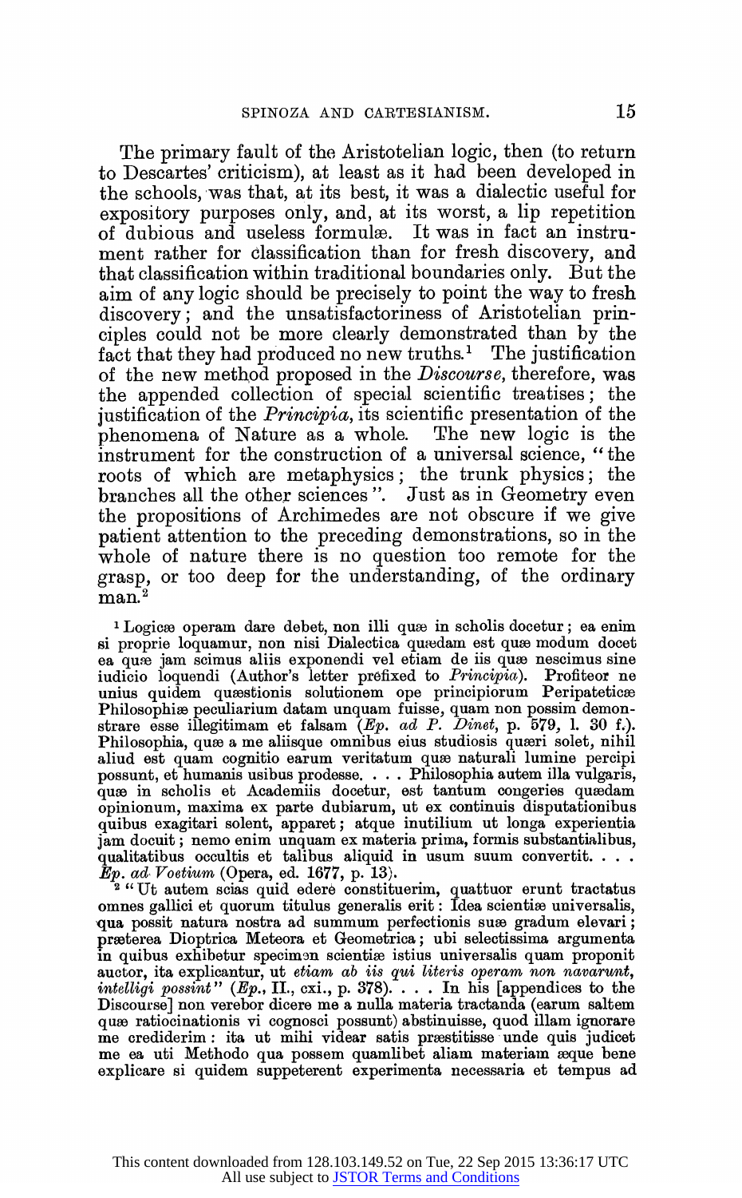The primary fault of the Aristotelian logic, then (to return to Descartes' criticism), at least as it had been developed in the schools, was that, at its best, it was a dialectic useful for expository purposes only, and, at its worst, a lip repetition of dubious and useless formulæ. It was in fact an instrument rather for classification than for fresh discovery, and that classification within traditional boundaries only. But the aim of any logic should be precisely to point the way to fresh discovery; and the unsatisfactoriness of Aristotelian principles could not be more clearly demonstrated than by the fact that they had produced no new truths.[1] The justification of the new method proposed in the *Discourse*, therefore, was the appended collection of special scientific treatises; the justification of the *Principia*, its scientific presentation of the phenomena of Nature as a whole. The new logic is the instrument for the construction of a universal science, "the roots of which are metaphysics; the trunk physics; the branches all the other sciences". Just as in Geometry even the propositions of Archimedes are not obscure if we give patient attention to the preceding demonstrations, so in the whole of nature there is no question too remote for the grasp, or too deep for the understanding, of the ordinary man.[2]

[1] Logicæ operam dare debet, non illi quæ in scholis docetur; ea enim si proprie loquamur, non nisi Dialectica quædam est quæ modum docet ea quæ jam scimus aliis exponendi vel etiam de iis quæ nescimus sine iudicio loquendi (Author's letter prefixed to *Principia*). Profiteor ne unius quidem quæstionis solutionem ope principiorum Peripateticæ Philosophiæ peculiarium datam unquam fuisse, quam non possim demonstrare esse illegitimam et falsam (*Ep. ad P. Dinet*, p. 579, l. 30 f.). Philosophia, quæ a me aliisque omnibus eius studiosis quæri solet, nihil aliud est quam cognitio earum veritatum quæ naturali lumine percipi possunt, et humanis usibus prodesse. . . . Philosophia autem illa vulgaris, quæ in scholis et Academiis docetur, est tantum congeries quædam opinionum, maxima ex parte dubiarum, ut ex continuis disputationibus quibus exagitari solent, apparet; atque inutilium ut longa experientia jam docuit; nemo enim unquam ex materia prima, formis substantialibus, qualitatibus occultis et talibus aliquid in usum suum convertit. . . . *Ep. ad Voetium* (Opera, ed. 1677, p. 13).

[2] "Ut autem scias quid edere constituerim, quattuor erunt tractatus omnes gallici et quorum titulus generalis erit: Idea scientiæ universalis, qua possit natura nostra ad summum perfectionis suæ gradum elevari; præterea Dioptrica Meteora et Geometrica; ubi selectissima argumenta in quibus exhibetur specimen scientiæ istius universalis quam proponit auctor, ita explicantur, ut *etiam ab iis qui literis operam non navarunt, intelligi possint*" (*Ep.*, II., cxi., p. 378). . . . In his [appendices to the Discourse] non verebor dicere me a nulla materia tractanda (earum saltem quæ ratiocinationis vi cognosci possunt) abstinuisse, quod illam ignorare me crediderim: ita ut mihi videar satis præstitisse unde quis judicet me ea uti Methodo qua possem quamlibet aliam materiam æque bene explicare si quidem suppeterent experimenta necessaria et tempus ad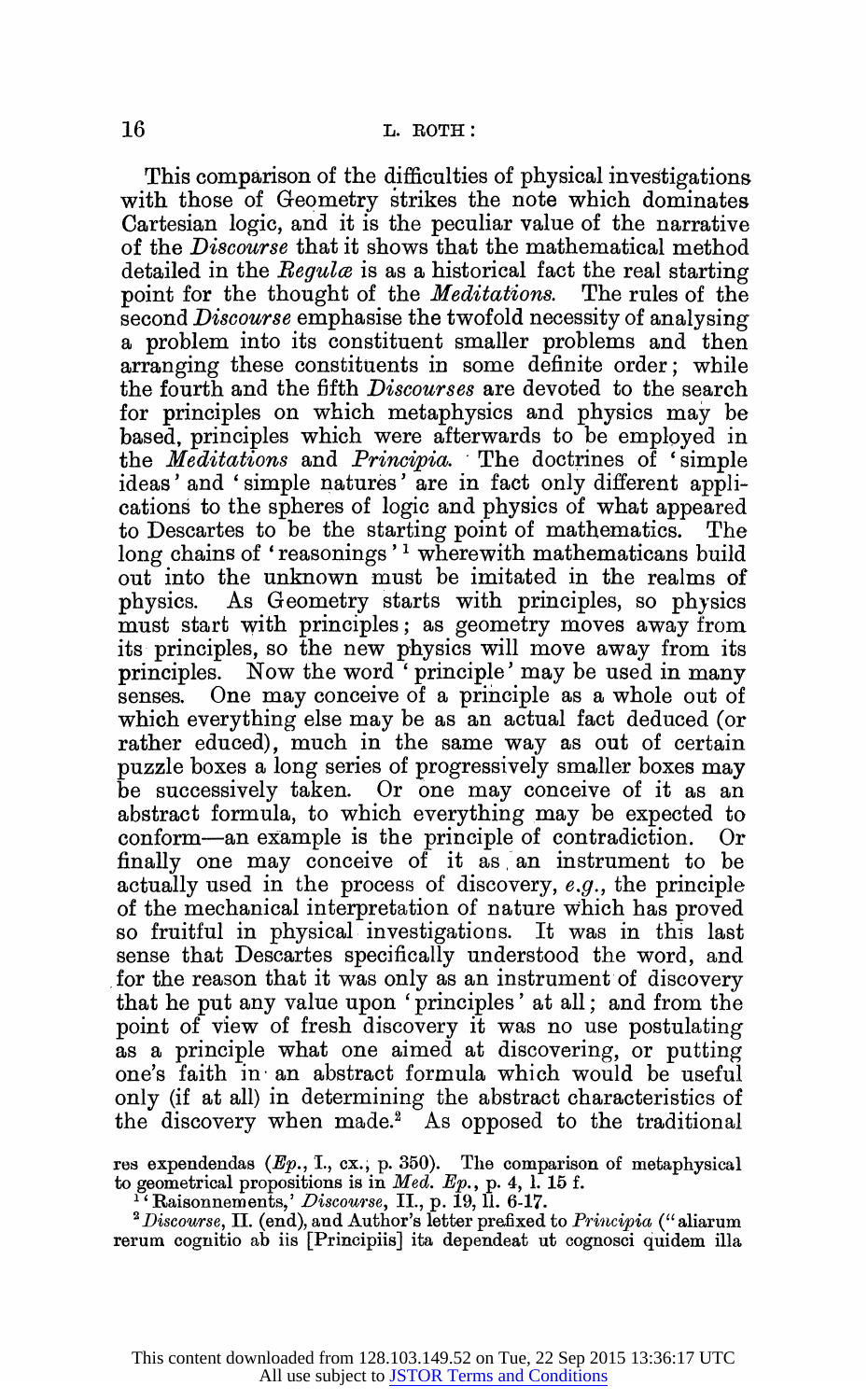This comparison of the difficulties of physical investigations with those of Geometry strikes the note which dominates Cartesian logic, and it is the peculiar value of the narrative of the *Discourse* that it shows that the mathematical method detailed in the *Regulæ* is as a historical fact the real starting point for the thought of the *Meditations*. The rules of the second *Discourse* emphasise the twofold necessity of analysing a problem into its constituent smaller problems and then arranging these constituents in some definite order; while the fourth and the fifth *Discourses* are devoted to the search for principles on which metaphysics and physics may be based, principles which were afterwards to be employed in the *Meditations* and *Principia*. The doctrines of 'simple ideas' and 'simple natures' are in fact only different applications to the spheres of logic and physics of what appeared to Descartes to be the starting point of mathematics. The long chains of 'reasonings'[1] wherewith mathematicians build out into the unknown must be imitated in the realms of physics. As Geometry starts with principles, so physics must start with principles; as geometry moves away from its principles, so the new physics will move away from its principles. Now the word 'principle' may be used in many senses. One may conceive of a principle as a whole out of which everything else may be as an actual fact deduced (or rather educed), much in the same way as out of certain puzzle boxes a long series of progressively smaller boxes may be successively taken. Or one may conceive of it as an abstract formula, to which everything may be expected to conform—an example is the principle of contradiction. Or finally one may conceive of it as an instrument to be actually used in the process of discovery, *e.g.*, the principle of the mechanical interpretation of nature which has proved so fruitful in physical investigations. It was in this last sense that Descartes specifically understood the word, and for the reason that it was only as an instrument of discovery that he put any value upon 'principles' at all; and from the point of view of fresh discovery it was no use postulating as a principle what one aimed at discovering, or putting one's faith in an abstract formula which would be useful only (if at all) in determining the abstract characteristics of the discovery when made.[2] As opposed to the traditional

res expendendas (*Ep.*, I., cx., p. 350). The comparison of metaphysical to geometrical propositions is in *Med. Ep.*, p. 4, l. 15 f.

[1] 'Raisonnements,' *Discourse*, II., p. 19, ll. 6-17.

[2] *Discourse*, II. (end), and Author's letter prefixed to *Principia* ("aliarum rerum cognitio ab iis [Principiis] ita dependeat ut cognosci quidem illa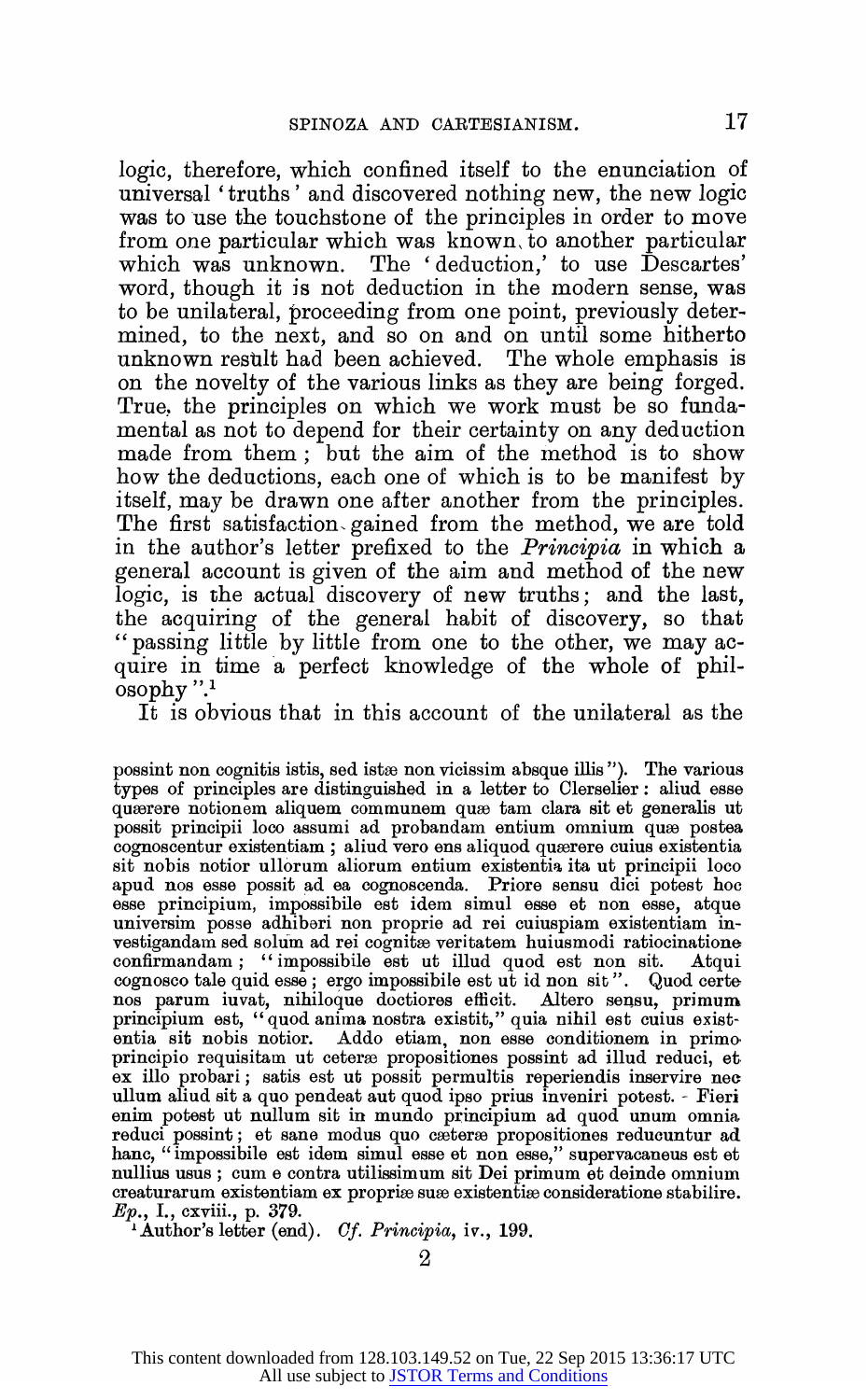logic, therefore, which confined itself to the enunciation of universal 'truths' and discovered nothing new, the new logic was to use the touchstone of the principles in order to move from one particular which was known, to another particular which was unknown. The 'deduction,' to use Descartes' word, though it is not deduction in the modern sense, was to be unilateral, proceeding from one point, previously determined, to the next, and so on and on until some hitherto unknown result had been achieved. The whole emphasis is on the novelty of the various links as they are being forged. True, the principles on which we work must be so fundamental as not to depend for their certainty on any deduction made from them; but the aim of the method is to show how the deductions, each one of which is to be manifest by itself, may be drawn one after another from the principles. The first satisfaction gained from the method, we are told in the author's letter prefixed to the *Principia* in which a general account is given of the aim and method of the new logic, is the actual discovery of new truths; and the last, the acquiring of the general habit of discovery, so that "passing little by little from one to the other, we may acquire in time a perfect knowledge of the whole of philosophy".[1]

It is obvious that in this account of the unilateral as the

possint non cognitis istis, sed istæ non vicissim absque illis"). The various types of principles are distinguished in a letter to Clerselier: aliud esse quærere notionem aliquem communem quæ tam clara sit et generalis ut possit principii loco assumi ad probandam entium omnium quæ postea cognoscentur existentiam; aliud vero ens aliquod quærere cuius existentia sit nobis notior ullorum aliorum entium existentia ita ut principii loco apud nos esse possit ad ea cognoscenda. Priore sensu dici potest hoc esse principium, impossibile est idem simul esse et non esse, atque universim posse adhiberi non proprie ad rei cuiuspiam existentiam investigandam sed solum ad rei cognitæ veritatem huiusmodi ratiocinatione confirmandam; "impossibile est ut illud quod est non sit. Atqui cognosco tale quid esse; ergo impossibile est ut id non sit". Quod certe nos parum iuvat, nihiloque doctiores efficit. Altero sensu, primum principium est, "quod anima nostra existit," quia nihil est cuius existentia sit nobis notior. Addo etiam, non esse conditionem in primo principio requisitam ut ceteræ propositiones possint ad illud reduci, et ex illo probari; satis est ut possit permultis reperiendis inservire nec ullum aliud sit a quo pendeat aut quod ipso prius inveniri potest. Fieri enim potest ut nullum sit in mundo principium ad quod unum omnia reduci possint; et sane modus quo cæteræ propositiones reducuntur ad hanc, "impossibile est idem simul esse et non esse," supervacaneus est et nullius usus; cum e contra utilissimum sit Dei primum et deinde omnium creaturarum existentiam ex propriæ suæ existentiæ consideratione stabilire. *Ep.*, I., cxviii., p. 379.

[1] Author's letter (end). *Cf. Principia*, iv., 199.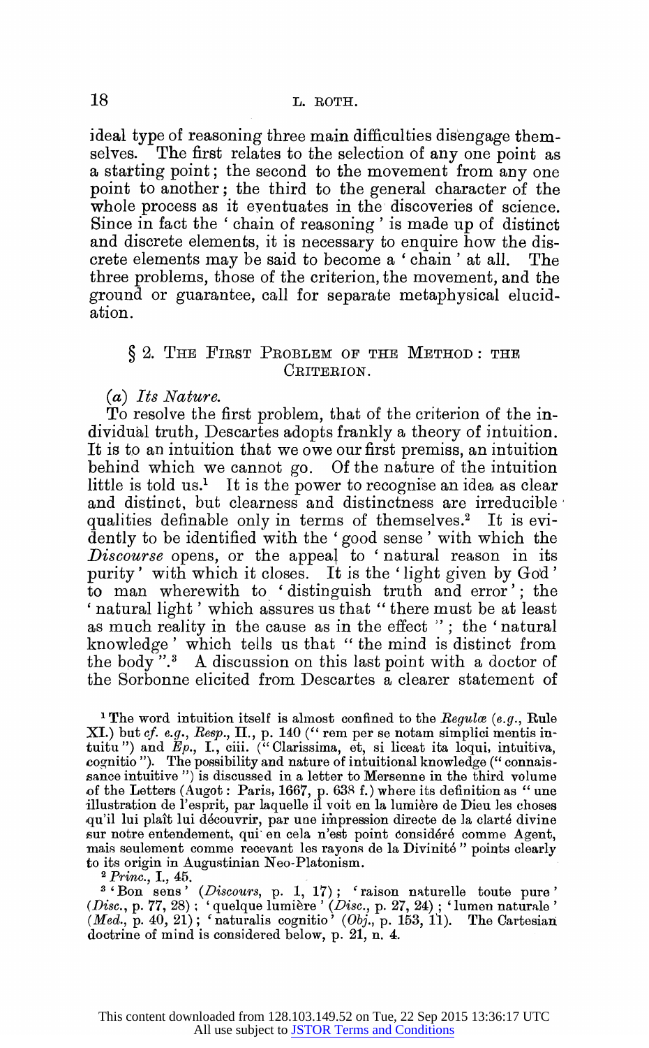ideal type of reasoning three main difficulties disengage themselves. The first relates to the selection of any one point as a starting point; the second to the movement from any one point to another; the third to the general character of the whole process as it eventuates in the discoveries of science. Since in fact the 'chain of reasoning' is made up of distinct and discrete elements, it is necessary to enquire how the discrete elements may be said to become a 'chain' at all. The three problems, those of the criterion, the movement, and the ground or guarantee, call for separate metaphysical elucidation.

## § 2. The First Problem of the Method: the Criterion.

### (a) *Its Nature.*

To resolve the first problem, that of the criterion of the individual truth, Descartes adopts frankly a theory of intuition. It is to an intuition that we owe our first premiss, an intuition behind which we cannot go. Of the nature of the intuition little is told us.[1] It is the power to recognise an idea as clear and distinct, but clearness and distinctness are irreducible qualities definable only in terms of themselves.[2] It is evidently to be identified with the 'good sense' with which the *Discourse* opens, or the appeal to 'natural reason in its purity' with which it closes. It is the 'light given by God' to man wherewith to 'distinguish truth and error'; the 'natural light' which assures us that "there must be at least as much reality in the cause as in the effect"; the 'natural knowledge' which tells us that "the mind is distinct from the body".[3] A discussion on this last point with a doctor of the Sorbonne elicited from Descartes a clearer statement of

---

[1] The word intuition itself is almost confined to the *Regulæ* (*e.g.*, Rule XI.) but *cf. e.g.*, *Resp.*, II., p. 140 ("rem per se notam simplici mentis intuitu") and *Ep.*, I., ciii. ("Clarissima, et, si liceat ita loqui, intuitiva, cognitio"). The possibility and nature of intuitional knowledge ("connaissance intuitive") is discussed in a letter to Mersenne in the third volume of the Letters (Augot: Paris, 1667, p. 638 f.) where its definition as "une illustration de l'esprit, par laquelle il voit en la lumière de Dieu les choses qu'il lui plaît lui découvrir, par une impression directe de la clarté divine sur notre entendement, qui en cela n'est point considéré comme Agent, mais seulement comme recevant les rayons de la Divinité" points clearly to its origin in Augustinian Neo-Platonism.

[2] *Princ.*, I., 45.

[3] 'Bon sens' (*Discours*, p. 1, 17); 'raison naturelle toute pure' (*Disc.*, p. 77, 28); 'quelque lumière' (*Disc.*, p. 27, 24); 'lumen naturale' (*Med.*, p. 40, 21); 'naturalis cognitio' (*Obj.*, p. 153, 11). The Cartesian doctrine of mind is considered below, p. 21, n. 4.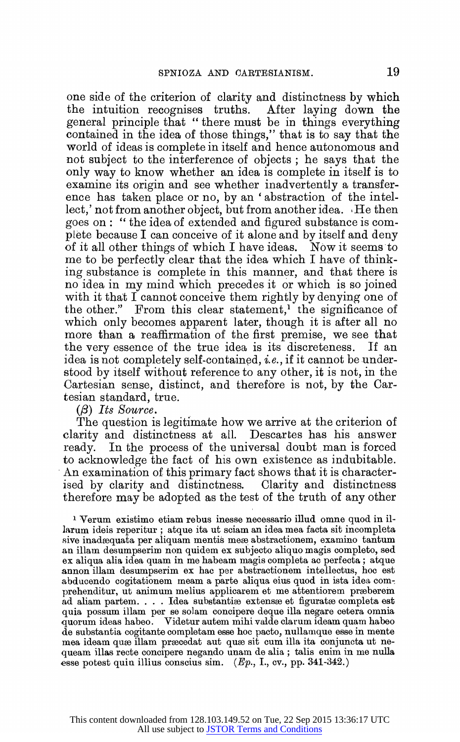one side of the criterion of clarity and distinctness by which the intuition recognises truths. After laying down the general principle that "there must be in things everything contained in the idea of those things," that is to say that the world of ideas is complete in itself and hence autonomous and not subject to the interference of objects; he says that the only way to know whether an idea is complete in itself is to examine its origin and see whether inadvertently a transference has taken place or no, by an 'abstraction of the intellect,' not from another object, but from another idea. He then goes on: "the idea of extended and figured substance is complete because I can conceive of it alone and by itself and deny of it all other things of which I have ideas. Now it seems to me to be perfectly clear that the idea which I have of thinking substance is complete in this manner, and that there is no idea in my mind which precedes it or which is so joined with it that I cannot conceive them rightly by denying one of the other." From this clear statement,[1] the significance of which only becomes apparent later, though it is after all no more than a reaffirmation of the first premise, we see that the very essence of the true idea is its discreteness. If an idea is not completely self-contained, *i.e.*, if it cannot be understood by itself without reference to any other, it is not, in the Cartesian sense, distinct, and therefore is not, by the Cartesian standard, true.

(β) *Its Source.*

The question is legitimate how we arrive at the criterion of clarity and distinctness at all. Descartes has his answer ready. In the process of the universal doubt man is forced to acknowledge the fact of his own existence as indubitable. An examination of this primary fact shows that it is characterised by clarity and distinctness. Clarity and distinctness therefore may be adopted as the test of the truth of any other

[1] Verum existimo etiam rebus inesse necessario illud omne quod in illarum ideis reperitur; atque ita ut sciam an idea mea facta sit incompleta sive inadæquata per aliquam mentis meæ abstractionem, examino tantum an illam desumpserim non quidem ex subjecto aliquo magis completo, sed ex aliqua alia idea quam in me habeam magis completa ac perfecta; atque annon illam desumpserim ex hac per abstractionem intellectus, hoc est abducendo cogitationem meam a parte aliqua eius quod in ista idea comprehenditur, ut animum melius applicarem et me attentiorem præberem ad aliam partem. . . . Idea substantiæ extensæ et figuratæ completa est quia possum illam per se solam concipere deque illa negare cetera omnia quorum ideas habeo. Videtur autem mihi valde clarum ideam quam habeo de substantia cogitante completam esse hoc pacto, nullamque esse in mente mea ideam quæ illam præcedat aut quæ sit cum illa ita conjuncta ut nequeam illas recte concipere negando unam de alia; talis enim in me nulla esse potest quin illius conscius sim. (*Ep.*, I., cv., pp. 341-342.)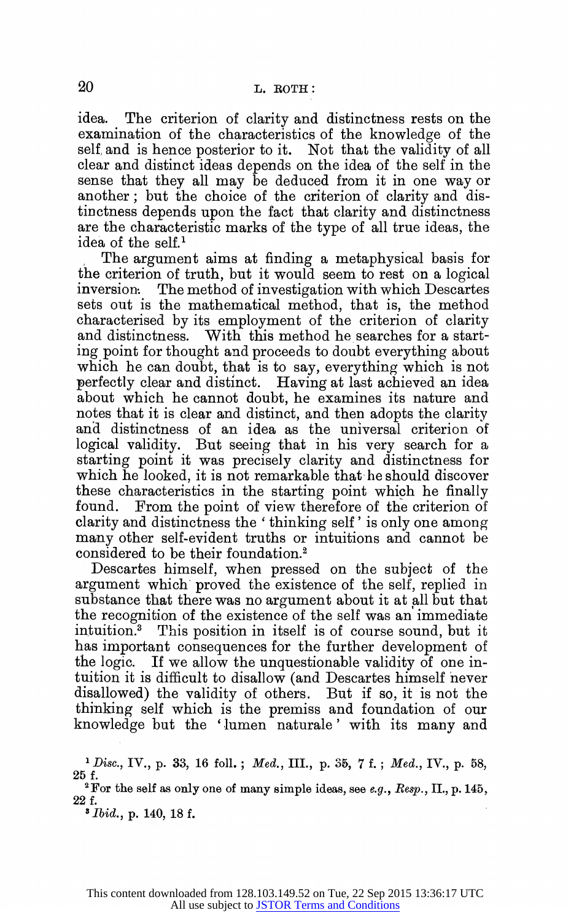idea. The criterion of clarity and distinctness rests on the examination of the characteristics of the knowledge of the self and is hence posterior to it. Not that the validity of all clear and distinct ideas depends on the idea of the self in the sense that they all may be deduced from it in one way or another; but the choice of the criterion of clarity and distinctness depends upon the fact that clarity and distinctness are the characteristic marks of the type of all true ideas, the idea of the self.[1]

The argument aims at finding a metaphysical basis for the criterion of truth, but it would seem to rest on a logical inversion. The method of investigation with which Descartes sets out is the mathematical method, that is, the method characterised by its employment of the criterion of clarity and distinctness. With this method he searches for a starting point for thought and proceeds to doubt everything about which he can doubt, that is to say, everything which is not perfectly clear and distinct. Having at last achieved an idea about which he cannot doubt, he examines its nature and notes that it is clear and distinct, and then adopts the clarity and distinctness of an idea as the universal criterion of logical validity. But seeing that in his very search for a starting point it was precisely clarity and distinctness for which he looked, it is not remarkable that he should discover these characteristics in the starting point which he finally found. From the point of view therefore of the criterion of clarity and distinctness the 'thinking self' is only one among many other self-evident truths or intuitions and cannot be considered to be their foundation.[2]

Descartes himself, when pressed on the subject of the argument which proved the existence of the self, replied in substance that there was no argument about it at all but that the recognition of the existence of the self was an immediate intuition.[3] This position in itself is of course sound, but it has important consequences for the further development of the logic. If we allow the unquestionable validity of one intuition it is difficult to disallow (and Descartes himself never disallowed) the validity of others. But if so, it is not the thinking self which is the premiss and foundation of our knowledge but the 'lumen naturale' with its many and

[1] *Disc.*, IV., p. 33, 16 foll.; *Med.*, III., p. 35, 7 f.; *Med.*, IV., p. 58, 25 f.

[2] For the self as only one of many simple ideas, see *e.g.*, *Resp.*, II., p. 145, 22 f.

[3] *Ibid.*, p. 140, 18 f.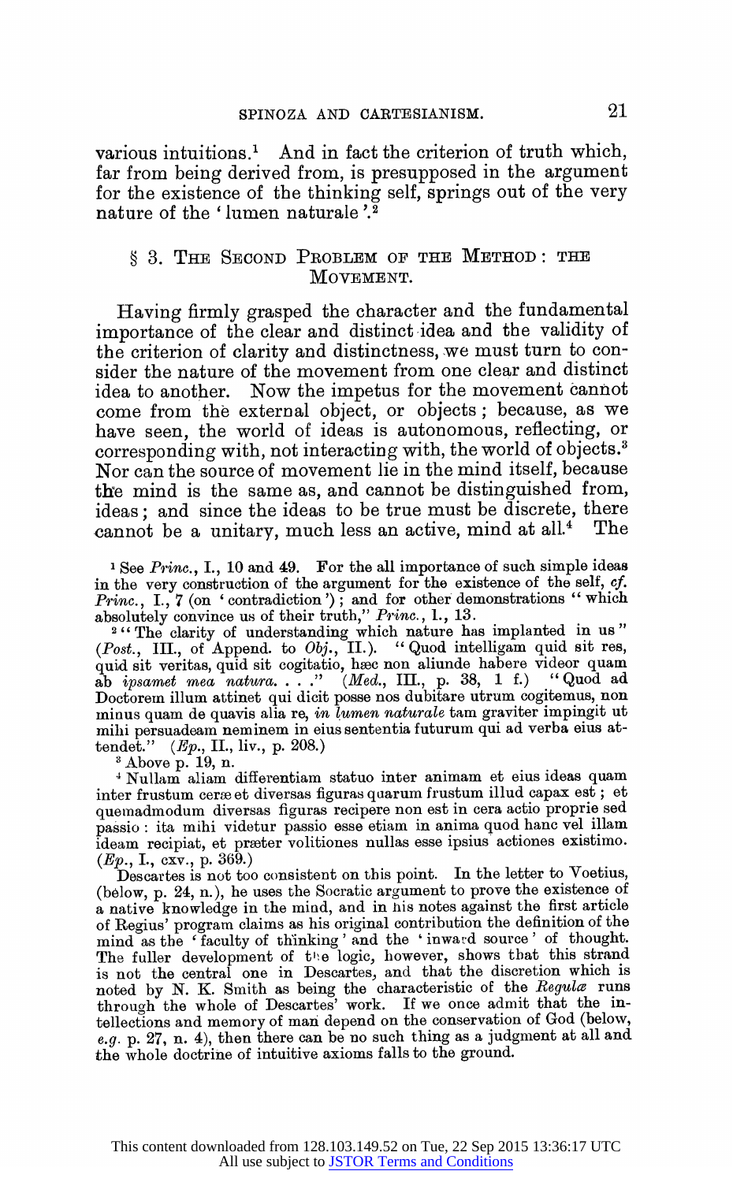various intuitions.[1] And in fact the criterion of truth which, far from being derived from, is presupposed in the argument for the existence of the thinking self, springs out of the very nature of the 'lumen naturale'.[2]

## § 3. The Second Problem of the Method: the Movement.

Having firmly grasped the character and the fundamental importance of the clear and distinct idea and the validity of the criterion of clarity and distinctness, we must turn to consider the nature of the movement from one clear and distinct idea to another. Now the impetus for the movement cannot come from the external object, or objects; because, as we have seen, the world of ideas is autonomous, reflecting, or corresponding with, not interacting with, the world of objects.[3] Nor can the source of movement lie in the mind itself, because the mind is the same as, and cannot be distinguished from, ideas; and since the ideas to be true must be discrete, there cannot be a unitary, much less an active, mind at all.[4] The

---

[1] See *Princ.*, I., 10 and 49. For the all importance of such simple ideas in the very construction of the argument for the existence of the self, *cf. Princ.*, I., 7 (on 'contradiction'); and for other demonstrations "which absolutely convince us of their truth," *Princ.*, I., 13.

[2] "The clarity of understanding which nature has implanted in us" (*Post.*, III., of Append. to *Obj.*, II.). "Quod intelligam quid sit res, quid sit veritas, quid sit cogitatio, hæc non aliunde habere videor quam ab *ipsamet mea natura*. . . ." (*Med.*, III., p. 38, 1 f.) "Quod ad Doctorem illum attinet qui dicit posse nos dubitare utrum cogitemus, non minus quam de quavis alia re, *in lumen naturale* tam graviter impingit ut mihi persuadeam neminem in eius sententia futurum qui ad verba eius attendet." (*Ep.*, II., liv., p. 208.)

[3] Above p. 19, n.

[4] Nullam aliam differentiam statuo inter animam et eius ideas quam inter frustum ceræ et diversas figuras quarum frustum illud capax est; et quemadmodum diversas figuras recipere non est in cera actio proprie sed passio: ita mihi videtur passio esse etiam in anima quod hanc vel illam ideam recipiat, et præter volitiones nullas esse ipsius actiones existimo. (*Ep.*, I., cxv., p. 369.)

Descartes is not too consistent on this point. In the letter to Voetius, (below, p. 24, n.), he uses the Socratic argument to prove the existence of a native knowledge in the mind, and in his notes against the first article of Regius' program claims as his original contribution the definition of the mind as the 'faculty of thinking' and the 'inward source' of thought. The fuller development of the logic, however, shows that this strand is not the central one in Descartes, and that the discretion which is noted by N. K. Smith as being the characteristic of the *Regulæ* runs through the whole of Descartes' work. If we once admit that the intellections and memory of man depend on the conservation of God (below, *e.g.* p. 27, n. 4), then there can be no such thing as a judgment at all and the whole doctrine of intuitive axioms falls to the ground.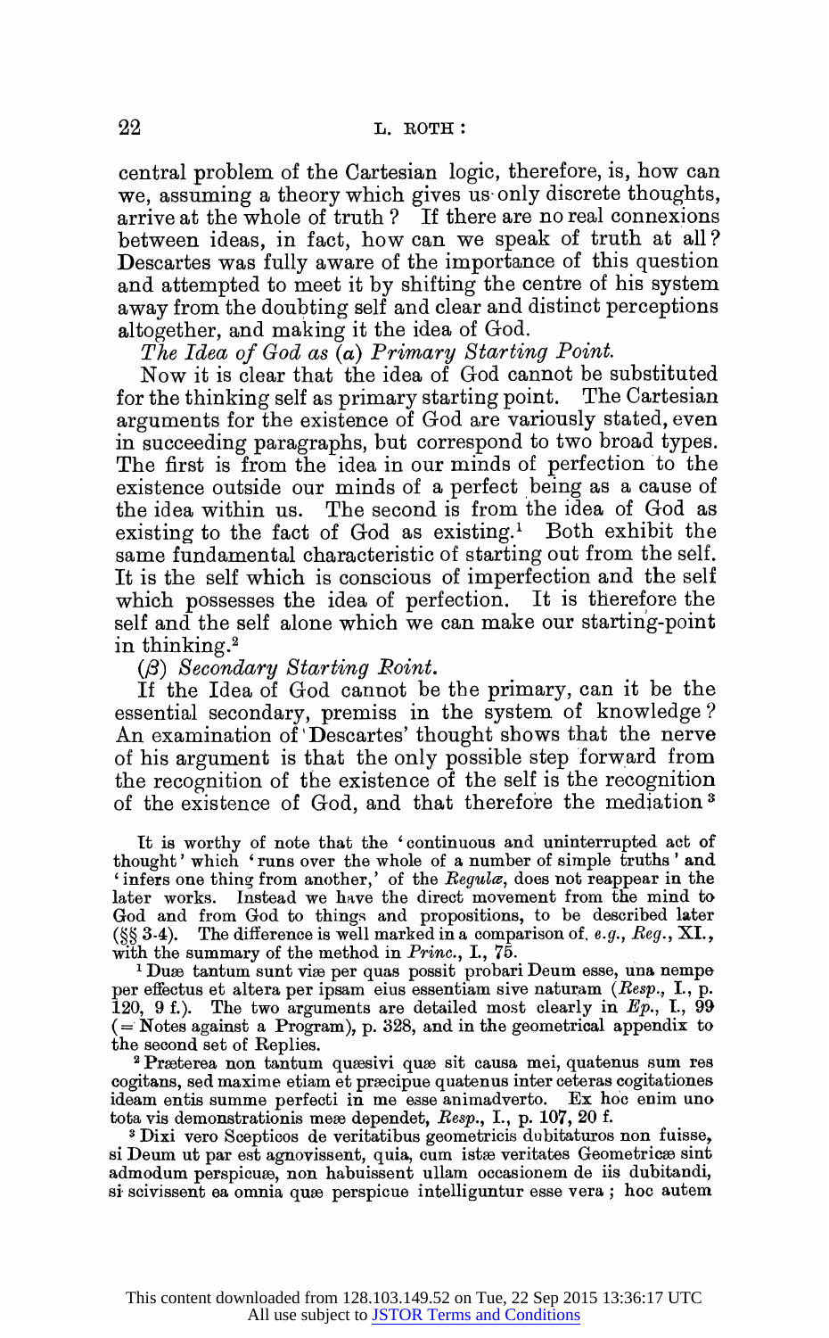central problem of the Cartesian logic, therefore, is, how can we, assuming a theory which gives us only discrete thoughts, arrive at the whole of truth? If there are no real connexions between ideas, in fact, how can we speak of truth at all? Descartes was fully aware of the importance of this question and attempted to meet it by shifting the centre of his system away from the doubting self and clear and distinct perceptions altogether, and making it the idea of God.

*The Idea of God as (α) Primary Starting Point.*

Now it is clear that the idea of God cannot be substituted for the thinking self as primary starting point. The Cartesian arguments for the existence of God are variously stated, even in succeeding paragraphs, but correspond to two broad types. The first is from the idea in our minds of perfection to the existence outside our minds of a perfect being as a cause of the idea within us. The second is from the idea of God as existing to the fact of God as existing.[1] Both exhibit the same fundamental characteristic of starting out from the self. It is the self which is conscious of imperfection and the self which possesses the idea of perfection. It is therefore the self and the self alone which we can make our starting-point in thinking.[2]

*(β) Secondary Starting Point.*

If the Idea of God cannot be the primary, can it be the essential secondary, premiss in the system of knowledge? An examination of Descartes' thought shows that the nerve of his argument is that the only possible step forward from the recognition of the existence of the self is the recognition of the existence of God, and that therefore the mediation[3]

It is worthy of note that the 'continuous and uninterrupted act of thought' which 'runs over the whole of a number of simple truths' and 'infers one thing from another,' of the *Regulæ*, does not reappear in the later works. Instead we have the direct movement from the mind to God and from God to things and propositions, to be described later (§§ 3-4). The difference is well marked in a comparison of, *e.g.*, *Reg.*, XI., with the summary of the method in *Princ.*, I., 75.

[1] Duæ tantum sunt viæ per quas possit probari Deum esse, una nempe per effectus et altera per ipsam eius essentiam sive naturam (*Resp.*, I., p. 120, 9 f.). The two arguments are detailed most clearly in *Ep.*, I., 99 (= Notes against a Program), p. 328, and in the geometrical appendix to the second set of Replies.

[2] Præterea non tantum quæsivi quæ sit causa mei, quatenus sum res cogitans, sed maxime etiam et præcipue quatenus inter ceteras cogitationes ideam entis summe perfecti in me esse animadverto. Ex hoc enim uno tota vis demonstrationis meæ dependet, *Resp.*, I., p. 107, 20 f.

[3] Dixi vero Scepticos de veritatibus geometricis dubitaturos non fuisse, si Deum ut par est agnovissent, quia, cum istæ veritates Geometricæ sint admodum perspicuæ, non habuissent ullam occasionem de iis dubitandi, si scivissent ea omnia quæ perspicue intelliguntur esse vera; hoc autem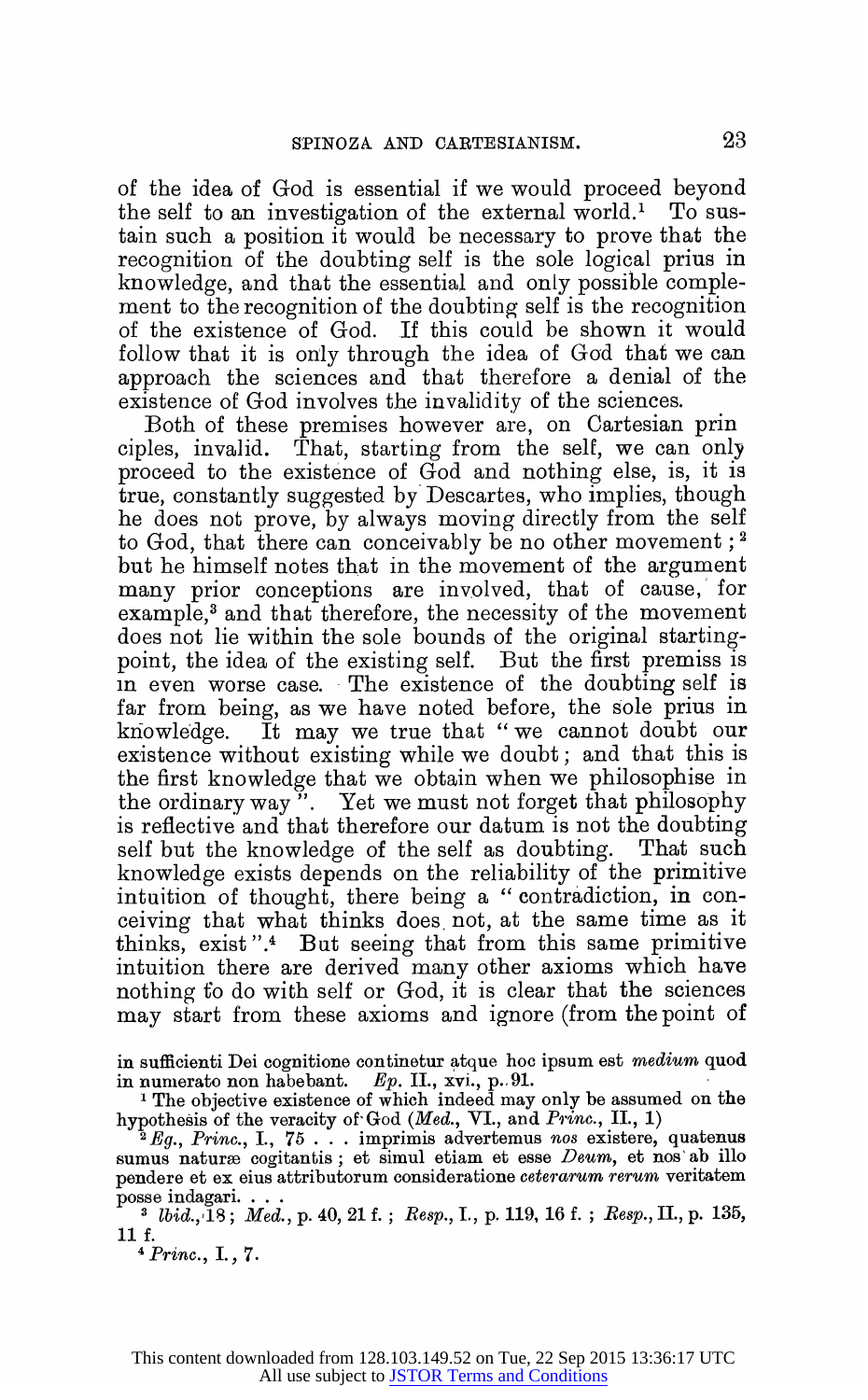of the idea of God is essential if we would proceed beyond the self to an investigation of the external world.[1] To sustain such a position it would be necessary to prove that the recognition of the doubting self is the sole logical prius in knowledge, and that the essential and only possible complement to the recognition of the doubting self is the recognition of the existence of God. If this could be shown it would follow that it is only through the idea of God that we can approach the sciences and that therefore a denial of the existence of God involves the invalidity of the sciences.

Both of these premises however are, on Cartesian principles, invalid. That, starting from the self, we can only proceed to the existence of God and nothing else, is, it is true, constantly suggested by Descartes, who implies, though he does not prove, by always moving directly from the self to God, that there can conceivably be no other movement;[2] but he himself notes that in the movement of the argument many prior conceptions are involved, that of cause, for example,[3] and that therefore, the necessity of the movement does not lie within the sole bounds of the original starting-point, the idea of the existing self. But the first premiss is in even worse case. The existence of the doubting self is far from being, as we have noted before, the sole prius in knowledge. It may we true that "we cannot doubt our existence without existing while we doubt; and that this is the first knowledge that we obtain when we philosophise in the ordinary way". Yet we must not forget that philosophy is reflective and that therefore our datum is not the doubting self but the knowledge of the self as doubting. That such knowledge exists depends on the reliability of the primitive intuition of thought, there being a "contradiction, in conceiving that what thinks does not, at the same time as it thinks, exist".[4] But seeing that from this same primitive intuition there are derived many other axioms which have nothing to do with self or God, it is clear that the sciences may start from these axioms and ignore (from the point of

in sufficienti Dei cognitione continetur atque hoc ipsum est *medium* quod in numerato non habebant. *Ep.* II., xvi., p. 91.

[1] The objective existence of which indeed may only be assumed on the hypothesis of the veracity of God (*Med.*, VI., and *Princ.*, II., 1)

[2] *Eg.*, *Princ.*, I., 75 . . . imprimis advertemus *nos* existere, quatenus sumus naturæ cogitantis; et simul etiam et esse *Deum*, et nos ab illo pendere et ex eius attributorum consideratione *ceterarum rerum* veritatem posse indagari. . . .

[3] *Ibid.*, 18; *Med.*, p. 40, 21 f.; *Resp.*, I., p. 119, 16 f.; *Resp.*, II., p. 135, 11 f.

[4] *Princ.*, I., 7.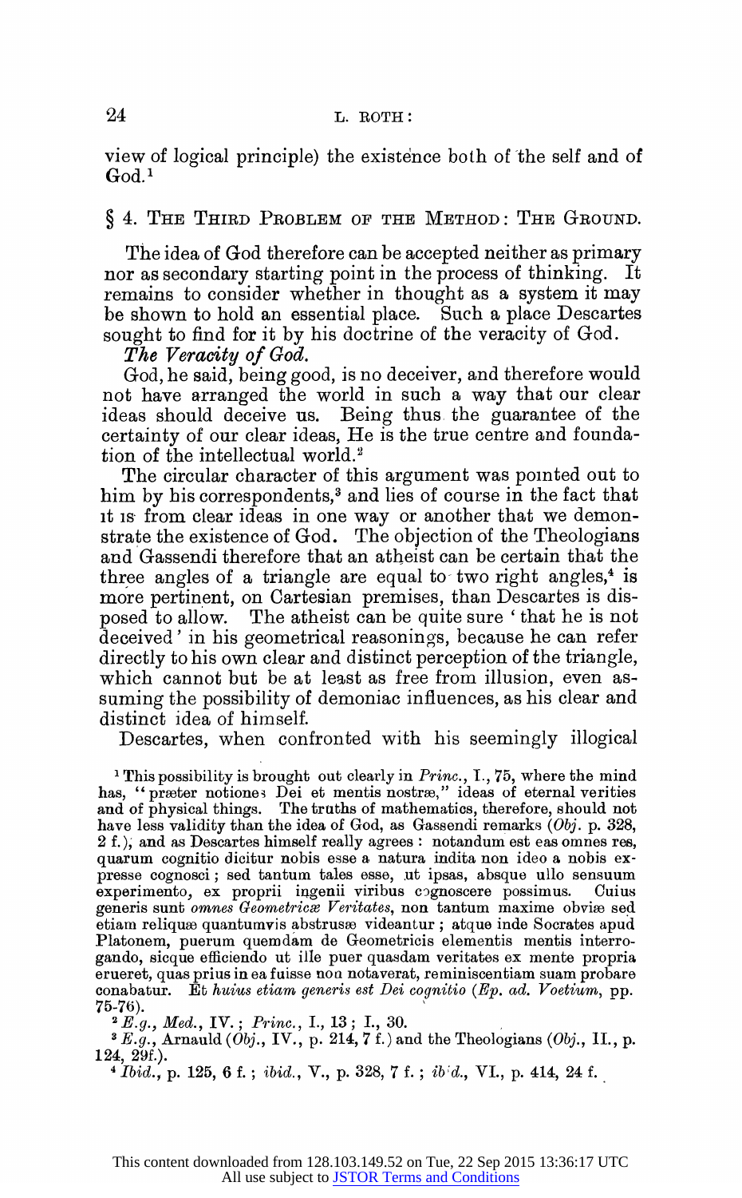view of logical principle) the existence both of the self and of God.[1]

## § 4. The Third Problem of the Method: The Ground.

The idea of God therefore can be accepted neither as primary nor as secondary starting point in the process of thinking. It remains to consider whether in thought as a system it may be shown to hold an essential place. Such a place Descartes sought to find for it by his doctrine of the veracity of God.

*The Veracity of God.*

God, he said, being good, is no deceiver, and therefore would not have arranged the world in such a way that our clear ideas should deceive us. Being thus the guarantee of the certainty of our clear ideas, He is the true centre and foundation of the intellectual world.[2]

The circular character of this argument was pointed out to him by his correspondents,[3] and lies of course in the fact that it is from clear ideas in one way or another that we demonstrate the existence of God. The objection of the Theologians and Gassendi therefore that an atheist can be certain that the three angles of a triangle are equal to two right angles,[4] is more pertinent, on Cartesian premises, than Descartes is disposed to allow. The atheist can be quite sure 'that he is not deceived' in his geometrical reasonings, because he can refer directly to his own clear and distinct perception of the triangle, which cannot but be at least as free from illusion, even assuming the possibility of demoniac influences, as his clear and distinct idea of himself.

Descartes, when confronted with his seemingly illogical

---

[1] This possibility is brought out clearly in *Princ.*, I., 75, where the mind has, "præter notiones Dei et mentis nostræ," ideas of eternal verities and of physical things. The truths of mathematics, therefore, should not have less validity than the idea of God, as Gassendi remarks (*Obj.* p. 328, 2 f.), and as Descartes himself really agrees: notandum est eas omnes res, quarum cognitio dicitur nobis esse a natura indita non ideo a nobis expresse cognosci; sed tantum tales esse, ut ipsas, absque ullo sensuum experimento, ex proprii ingenii viribus cognoscere possimus. Cuius generis sunt *omnes Geometricæ Veritates*, non tantum maxime obviæ sed etiam reliquæ quantumvis abstrusæ videantur; atque inde Socrates apud Platonem, puerum quemdam de Geometricis elementis mentis interrogando, sicque efficiendo ut ille puer quasdam veritates ex mente propria erueret, quas prius in ea fuisse non notaverat, reminiscentiam suam probare conabatur. Et *huius etiam generis est Dei cognitio* (*Ep. ad. Voetium*, pp. 75-76).

[2] *E.g.*, *Med.*, IV.; *Princ.*, I., 13; I., 30.

[3] *E.g.*, Arnauld (*Obj.*, IV., p. 214, 7 f.) and the Theologians (*Obj.*, II., p. 124, 29f.).

[4] *Ibid.*, p. 125, 6 f.; *ibid.*, V., p. 328, 7 f.; *ibid.*, VI., p. 414, 24 f.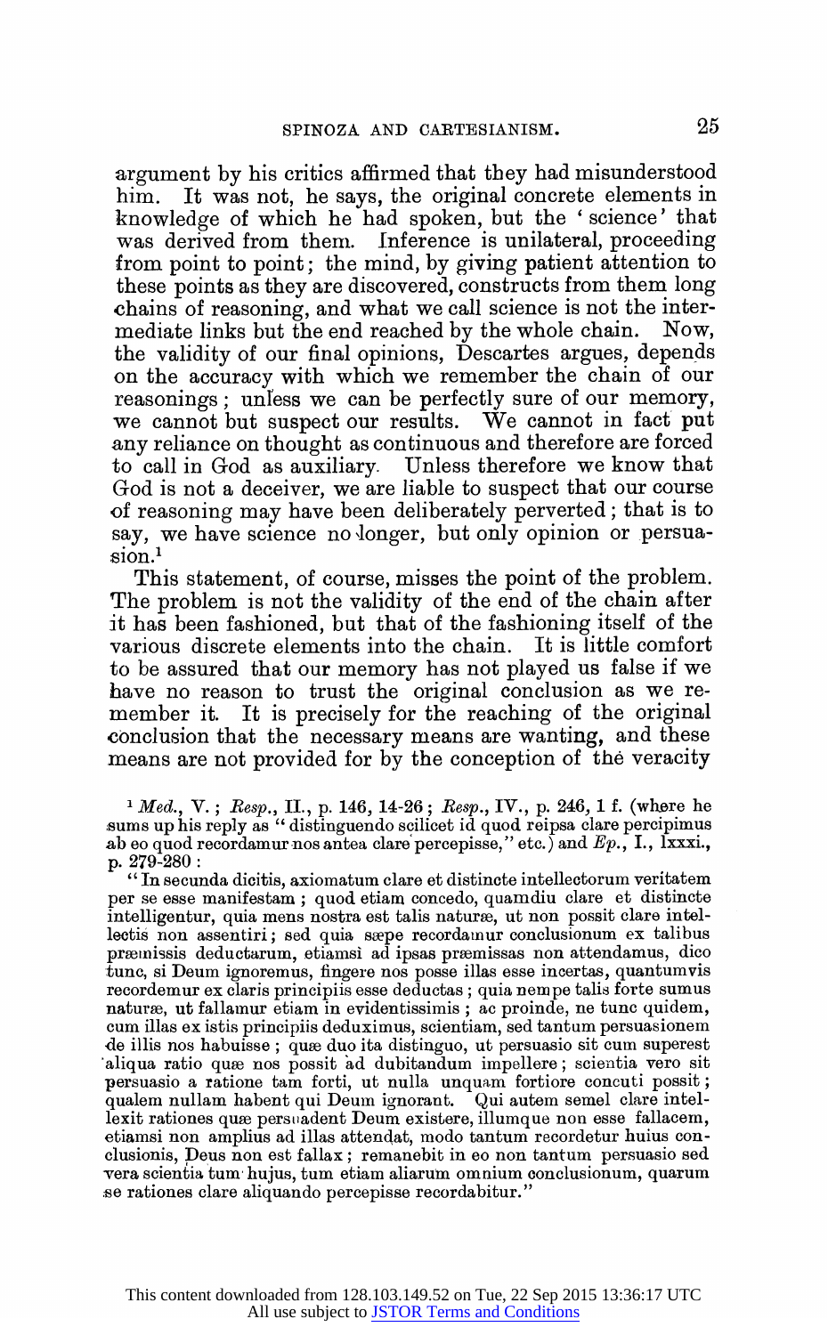argument by his critics affirmed that they had misunderstood him. It was not, he says, the original concrete elements in knowledge of which he had spoken, but the 'science' that was derived from them. Inference is unilateral, proceeding from point to point; the mind, by giving patient attention to these points as they are discovered, constructs from them long chains of reasoning, and what we call science is not the intermediate links but the end reached by the whole chain. Now, the validity of our final opinions, Descartes argues, depends on the accuracy with which we remember the chain of our reasonings; unless we can be perfectly sure of our memory, we cannot but suspect our results. We cannot in fact put any reliance on thought as continuous and therefore are forced to call in God as auxiliary. Unless therefore we know that God is not a deceiver, we are liable to suspect that our course of reasoning may have been deliberately perverted; that is to say, we have science no longer, but only opinion or persuasion.[1]

This statement, of course, misses the point of the problem. The problem is not the validity of the end of the chain after it has been fashioned, but that of the fashioning itself of the various discrete elements into the chain. It is little comfort to be assured that our memory has not played us false if we have no reason to trust the original conclusion as we remember it. It is precisely for the reaching of the original conclusion that the necessary means are wanting, and these means are not provided for by the conception of the veracity

[1] *Med.*, V.; *Resp.*, II., p. 146, 14-26; *Resp.*, IV., p. 246, 1 f. (where he sums up his reply as "distinguendo scilicet id quod reipsa clare percipimus ab eo quod recordamur nos antea clare percepisse," etc.) and *Ep.*, I., lxxxi., p. 279-280:

"In secunda dicitis, axiomatum clare et distincte intellectorum veritatem per se esse manifestam; quod etiam concedo, quamdiu clare et distincte intelligentur, quia mens nostra est talis naturæ, ut non possit clare intellectis non assentiri; sed quia sæpe recordamur conclusionum ex talibus præmissis deductarum, etiamsi ad ipsas præmissas non attendamus, dico tunc, si Deum ignoremus, fingere nos posse illas esse incertas, quantumvis recordemur ex claris principiis esse deductas; quia nempe talis forte sumus naturæ, ut fallamur etiam in evidentissimis; ac proinde, ne tunc quidem, cum illas ex istis principiis deduximus, scientiam, sed tantum persuasionem de illis nos habuisse; quæ duo ita distinguo, ut persuasio sit cum superest aliqua ratio quæ nos possit ad dubitandum impellere; scientia vero sit persuasio a ratione tam forti, ut nulla unquam fortiore concuti possit; qualem nullam habent qui Deum ignorant. Qui autem semel clare intellexit rationes quæ persuadent Deum existere, illumque non esse fallacem, etiamsi non amplius ad illas attendat, modo tantum recordetur huius conclusionis, Deus non est fallax; remanebit in eo non tantum persuasio sed vera scientia tum hujus, tum etiam aliarum omnium conclusionum, quarum se rationes clare aliquando percepisse recordabitur."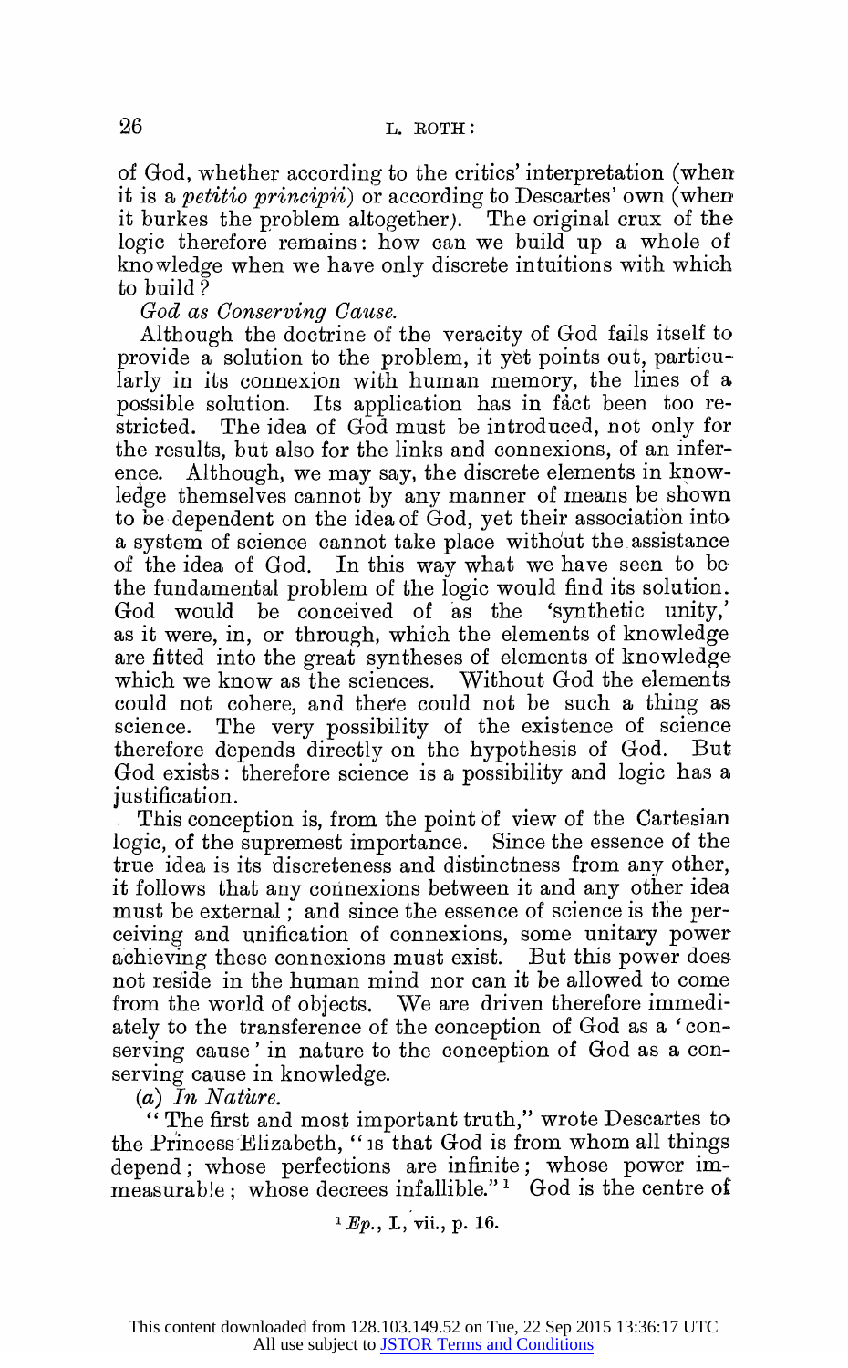of God, whether according to the critics' interpretation (when it is a *petitio principii*) or according to Descartes' own (when it burkes the problem altogether). The original crux of the logic therefore remains: how can we build up a whole of knowledge when we have only discrete intuitions with which to build?

*God as Conserving Cause.*

Although the doctrine of the veracity of God fails itself to provide a solution to the problem, it yet points out, particularly in its connexion with human memory, the lines of a possible solution. Its application has in fact been too restricted. The idea of God must be introduced, not only for the results, but also for the links and connexions, of an inference. Although, we may say, the discrete elements in knowledge themselves cannot by any manner of means be shown to be dependent on the idea of God, yet their association into a system of science cannot take place without the assistance of the idea of God. In this way what we have seen to be the fundamental problem of the logic would find its solution. God would be conceived of as the 'synthetic unity,' as it were, in, or through, which the elements of knowledge are fitted into the great syntheses of elements of knowledge which we know as the sciences. Without God the elements could not cohere, and there could not be such a thing as science. The very possibility of the existence of science therefore depends directly on the hypothesis of God. But God exists: therefore science is a possibility and logic has a justification.

This conception is, from the point of view of the Cartesian logic, of the supremest importance. Since the essence of the true idea is its discreteness and distinctness from any other, it follows that any connexions between it and any other idea must be external; and since the essence of science is the perceiving and unification of connexions, some unitary power achieving these connexions must exist. But this power does not reside in the human mind nor can it be allowed to come from the world of objects. We are driven therefore immediately to the transference of the conception of God as a 'conserving cause' in nature to the conception of God as a conserving cause in knowledge.

(*a*) *In Nature.*

"The first and most important truth," wrote Descartes to the Princess Elizabeth, "is that God is from whom all things depend; whose perfections are infinite; whose power immeasurable; whose decrees infallible."[1] God is the centre of

[1] *Ep.*, I, vii., p. 16.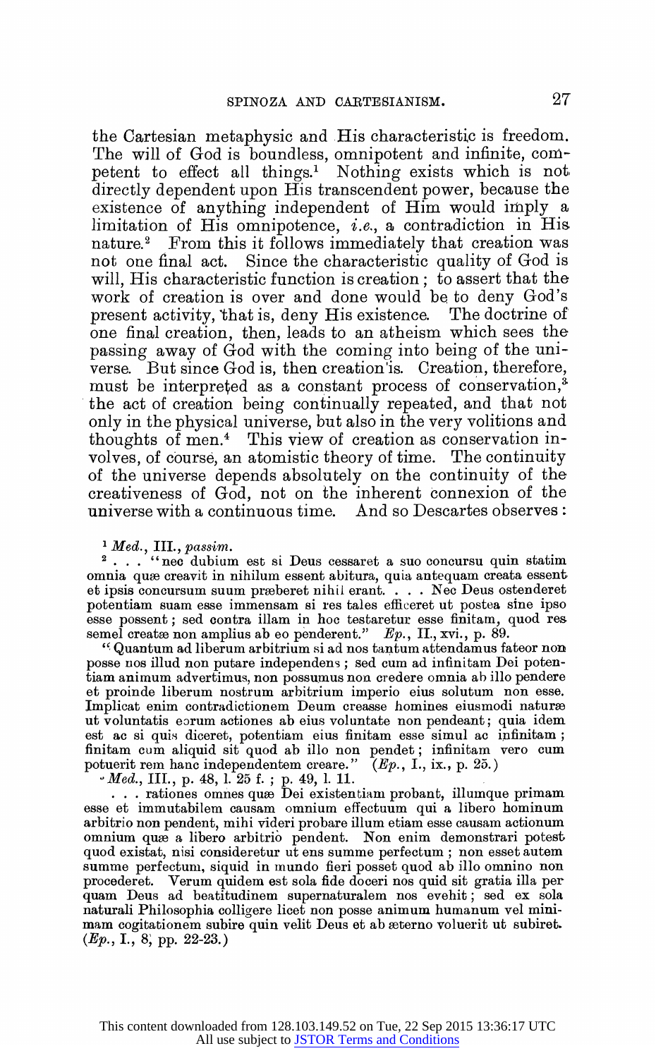the Cartesian metaphysic and His characteristic is freedom. The will of God is boundless, omnipotent and infinite, competent to effect all things.[1] Nothing exists which is not directly dependent upon His transcendent power, because the existence of anything independent of Him would imply a limitation of His omnipotence, *i.e.*, a contradiction in His nature.[2] From this it follows immediately that creation was not one final act. Since the characteristic quality of God is will, His characteristic function is creation; to assert that the work of creation is over and done would be to deny God's present activity, that is, deny His existence. The doctrine of one final creation, then, leads to an atheism which sees the passing away of God with the coming into being of the universe. But since God is, then creation is. Creation, therefore, must be interpreted as a constant process of conservation,[3] the act of creation being continually repeated, and that not only in the physical universe, but also in the very volitions and thoughts of men.[4] This view of creation as conservation involves, of course, an atomistic theory of time. The continuity of the universe depends absolutely on the continuity of the creativeness of God, not on the inherent connexion of the universe with a continuous time. And so Descartes observes:

[1] *Med.*, III., *passim*.

[2] . . . "nec dubium est si Deus cessaret a suo concursu quin statim omnia quæ creavit in nihilum essent abitura, quia antequam creata essent et ipsis concursum suum præberet nihil erant. . . . Nec Deus ostenderet potentiam suam esse immensam si res tales efficeret ut postea sine ipso esse possent; sed contra illam in hoc testaretur esse finitam, quod res semel creatæ non amplius ab eo penderent." *Ep.*, II., xvi., p. 89.

"Quantum ad liberum arbitrium si ad nos tantum attendamus fateor non posse nos illud non putare independens; sed cum ad infinitam Dei potentiam animum advertimus, non possumus non credere omnia ab illo pendere et proinde liberum nostrum arbitrium imperio eius solutum non esse. Implicat enim contradictionem Deum creasse homines eiusmodi naturæ ut voluntatis eorum actiones ab eius voluntate non pendeant; quia idem est ac si quis diceret, potentiam eius finitam esse simul ac infinitam; finitam cum aliquid sit quod ab illo non pendet; infinitam vero cum potuerit rem hanc independentem creare." (*Ep.*, I., ix., p. 25.)

[3] *Med.*, III., p. 48, l. 25 f.; p. 49, l. 11.

[4] . . . rationes omnes quæ Dei existentiam probant, illumque primam esse et immutabilem causam omnium effectuum qui a libero hominum arbitrio non pendent, mihi videri probare illum etiam esse causam actionum omnium quæ a libero arbitrio pendent. Non enim demonstrari potest quod existat, nisi consideretur ut ens summe perfectum; non esset autem summe perfectum, siquid in mundo fieri posset quod ab illo omnino non procederet. Verum quidem est sola fide doceri nos quid sit gratia illa per quam Deus ad beatitudinem supernaturalem nos evehit; sed ex sola naturali Philosophia colligere licet non posse animum humanum vel minimam cogitationem subire quin velit Deus et ab æterno voluerit ut subiret. (*Ep.*, I., 8, pp. 22-23.)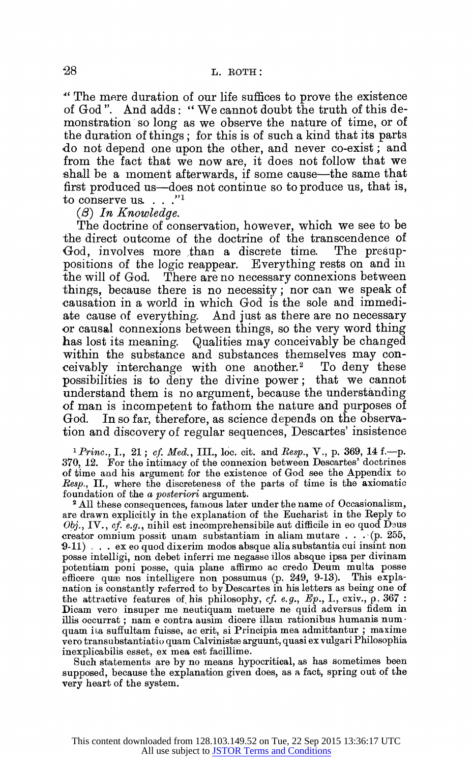"The mere duration of our life suffices to prove the existence of God". And adds: "We cannot doubt the truth of this demonstration so long as we observe the nature of time, or of the duration of things; for this is of such a kind that its parts do not depend one upon the other, and never co-exist; and from the fact that we now are, it does not follow that we shall be a moment afterwards, if some cause—the same that first produced us—does not continue so to produce us, that is, to conserve us. . . ."[1]

(β) *In Knowledge.*

The doctrine of conservation, however, which we see to be the direct outcome of the doctrine of the transcendence of God, involves more than a discrete time. The presuppositions of the logic reappear. Everything rests on and in the will of God. There are no necessary connexions between things, because there is no necessity; nor can we speak of causation in a world in which God is the sole and immediate cause of everything. And just as there are no necessary or causal connexions between things, so the very word thing has lost its meaning. Qualities may conceivably be changed within the substance and substances themselves may conceivably interchange with one another.[2] To deny these possibilities is to deny the divine power; that we cannot understand them is no argument, because the understanding of man is incompetent to fathom the nature and purposes of God. In so far, therefore, as science depends on the observation and discovery of regular sequences, Descartes' insistence

[1] *Princ.*, I., 21; *cf. Med.*, III., loc. cit. and *Resp.*, V., p. 369, 14 f.—p. 370, 12. For the intimacy of the connexion between Descartes' doctrines of time and his argument for the existence of God see the Appendix to *Resp.*, II., where the discreteness of the parts of time is the axiomatic foundation of the *a posteriori* argument.

[2] All these consequences, famous later under the name of Occasionalism, are drawn explicitly in the explanation of the Eucharist in the Reply to *Obj.*, IV., *cf. e.g.*, nihil est incomprehensibile aut difficile in eo quod Deus creator omnium possit unam substantiam in aliam mutare . . . (p. 255, 9-11) . . . ex eo quod dixerim modos absque alia substantia cui insint non posse intelligi, non debet inferri me negasse illos absque ipsa per divinam potentiam poni posse, quia plane affirmo ac credo Deum multa posse efficere quæ nos intelligere non possumus (p. 249, 9-13). This explanation is constantly referred to by Descartes in his letters as being one of the attractive features of his philosophy, *cf. e.g.*, *Ep.*, I., cxiv., p. 367: Dicam vero insuper me neutiquam metuere ne quid adversus fidem in illis occurrat; nam e contra ausim dicere illam rationibus humanis numquam ita suffultam fuisse, ac erit, si Principia mea admittantur; maxime vero transubstantiatio quam Calvinistæ arguunt, quasi ex vulgari Philosophia inexplicabilis esset, ex mea est facillime.

Such statements are by no means hypocritical, as has sometimes been supposed, because the explanation given does, as a fact, spring out of the very heart of the system.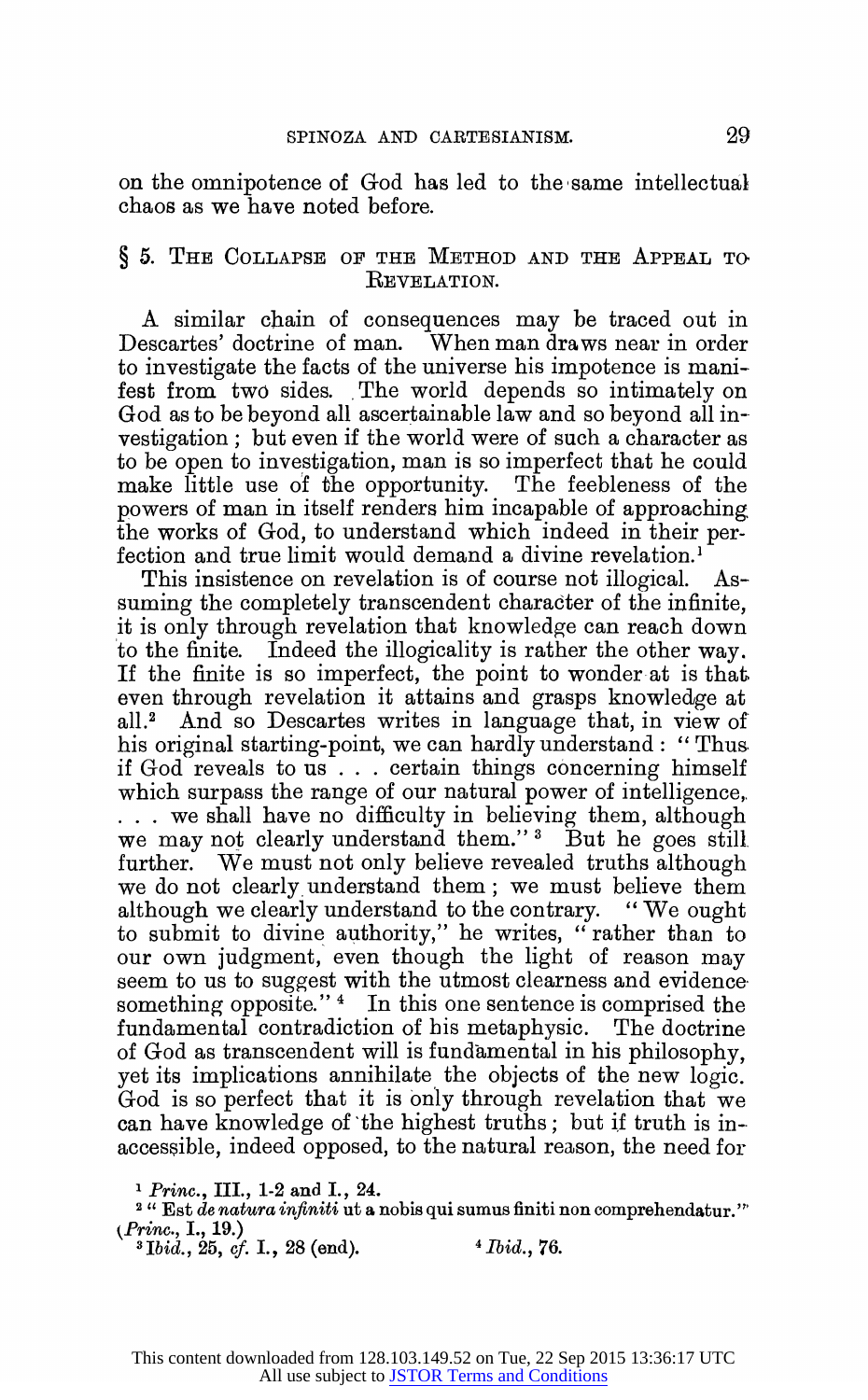on the omnipotence of God has led to the same intellectual chaos as we have noted before.

## § 5. The Collapse of the Method and the Appeal to Revelation.

A similar chain of consequences may be traced out in Descartes' doctrine of man. When man draws near in order to investigate the facts of the universe his impotence is manifest from two sides. The world depends so intimately on God as to be beyond all ascertainable law and so beyond all investigation; but even if the world were of such a character as to be open to investigation, man is so imperfect that he could make little use of the opportunity. The feebleness of the powers of man in itself renders him incapable of approaching the works of God, to understand which indeed in their perfection and true limit would demand a divine revelation.[1]

This insistence on revelation is of course not illogical. Assuming the completely transcendent character of the infinite, it is only through revelation that knowledge can reach down to the finite. Indeed the illogicality is rather the other way. If the finite is so imperfect, the point to wonder at is that even through revelation it attains and grasps knowledge at all.[2] And so Descartes writes in language that, in view of his original starting-point, we can hardly understand: "Thus if God reveals to us . . . certain things concerning himself which surpass the range of our natural power of intelligence, . . . we shall have no difficulty in believing them, although we may not clearly understand them."[3] But he goes still further. We must not only believe revealed truths although we do not clearly understand them; we must believe them although we clearly understand to the contrary. "We ought to submit to divine authority," he writes, "rather than to our own judgment, even though the light of reason may seem to us to suggest with the utmost clearness and evidence something opposite."[4] In this one sentence is comprised the fundamental contradiction of his metaphysic. The doctrine of God as transcendent will is fundamental in his philosophy, yet its implications annihilate the objects of the new logic. God is so perfect that it is only through revelation that we can have knowledge of the highest truths; but if truth is inaccessible, indeed opposed, to the natural reason, the need for

[1] *Princ.*, III., 1-2 and I., 24.

[2] "Est *de natura infiniti* ut a nobis qui sumus finiti non comprehendatur." (*Princ.*, I., 19.)

[3] *Ibid.*, 25, *cf.* I., 28 (end).

[4] *Ibid.*, 76.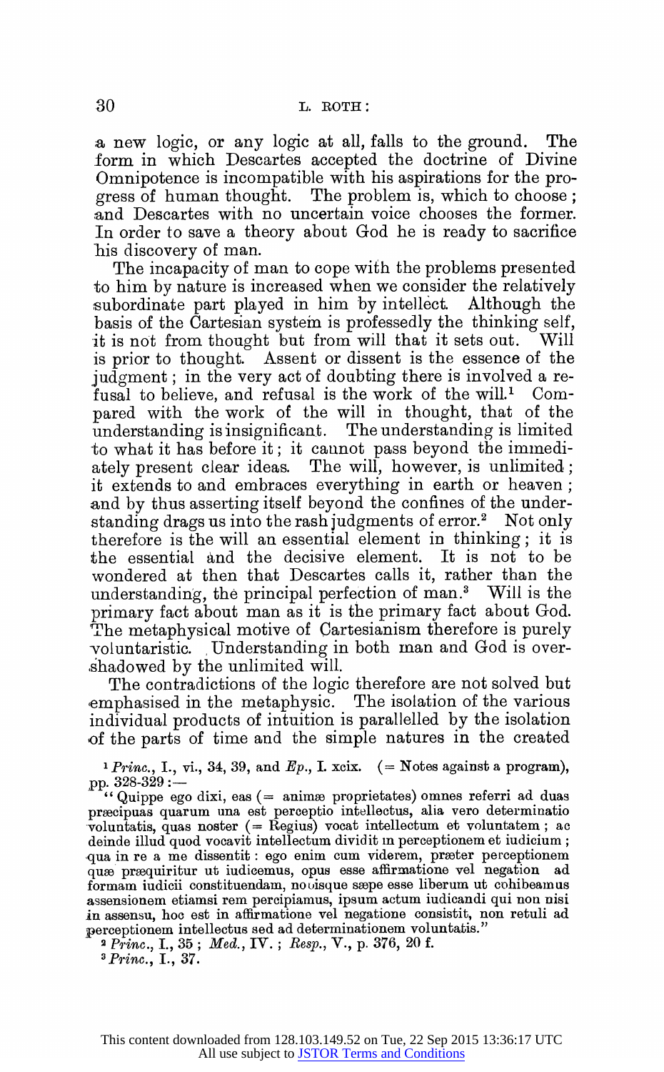a new logic, or any logic at all, falls to the ground. The form in which Descartes accepted the doctrine of Divine Omnipotence is incompatible with his aspirations for the progress of human thought. The problem is, which to choose; and Descartes with no uncertain voice chooses the former. In order to save a theory about God he is ready to sacrifice his discovery of man.

The incapacity of man to cope with the problems presented to him by nature is increased when we consider the relatively subordinate part played in him by intellect. Although the basis of the Cartesian system is professedly the thinking self, it is not from thought but from will that it sets out. Will is prior to thought. Assent or dissent is the essence of the judgment; in the very act of doubting there is involved a refusal to believe, and refusal is the work of the will.[1] Compared with the work of the will in thought, that of the understanding is insignificant. The understanding is limited to what it has before it; it cannot pass beyond the immediately present clear ideas. The will, however, is unlimited; it extends to and embraces everything in earth or heaven; and by thus asserting itself beyond the confines of the understanding drags us into the rash judgments of error.[2] Not only therefore is the will an essential element in thinking; it is the essential and the decisive element. It is not to be wondered at then that Descartes calls it, rather than the understanding, the principal perfection of man.[3] Will is the primary fact about man as it is the primary fact about God. The metaphysical motive of Cartesianism therefore is purely voluntaristic. Understanding in both man and God is overshadowed by the unlimited will.

The contradictions of the logic therefore are not solved but emphasised in the metaphysic. The isolation of the various individual products of intuition is parallelled by the isolation of the parts of time and the simple natures in the created

[1] *Princ.*, I., vi., 34, 39, and *Ep.*, I. xcix. (= Notes against a program), pp. 328-329:—

"Quippe ego dixi, eas (= animæ proprietates) omnes referri ad duas præcipuas quarum una est perceptio intellectus, alia vero determinatio voluntatis, quas noster (= Regius) vocat intellectum et voluntatem; ac deinde illud quod vocavit intellectum dividit in perceptionem et iudicium; qua in re a me dissentit: ego enim cum viderem, præter perceptionem quæ præquiritur ut iudicemus, opus esse affirmatione vel negation ad formam iudicii constituendam, nobisque sæpe esse liberum ut cohibeamus assensionem etiamsi rem percipiamus, ipsum actum iudicandi qui non nisi in assensu, hoc est in affirmatione vel negatione consistit, non retuli ad perceptionem intellectus sed ad determinationem voluntatis."

[2] *Princ.*, I., 35; *Med.*, IV.; *Resp.*, V., p. 376, 20 f.

[3] *Princ.*, I., 37.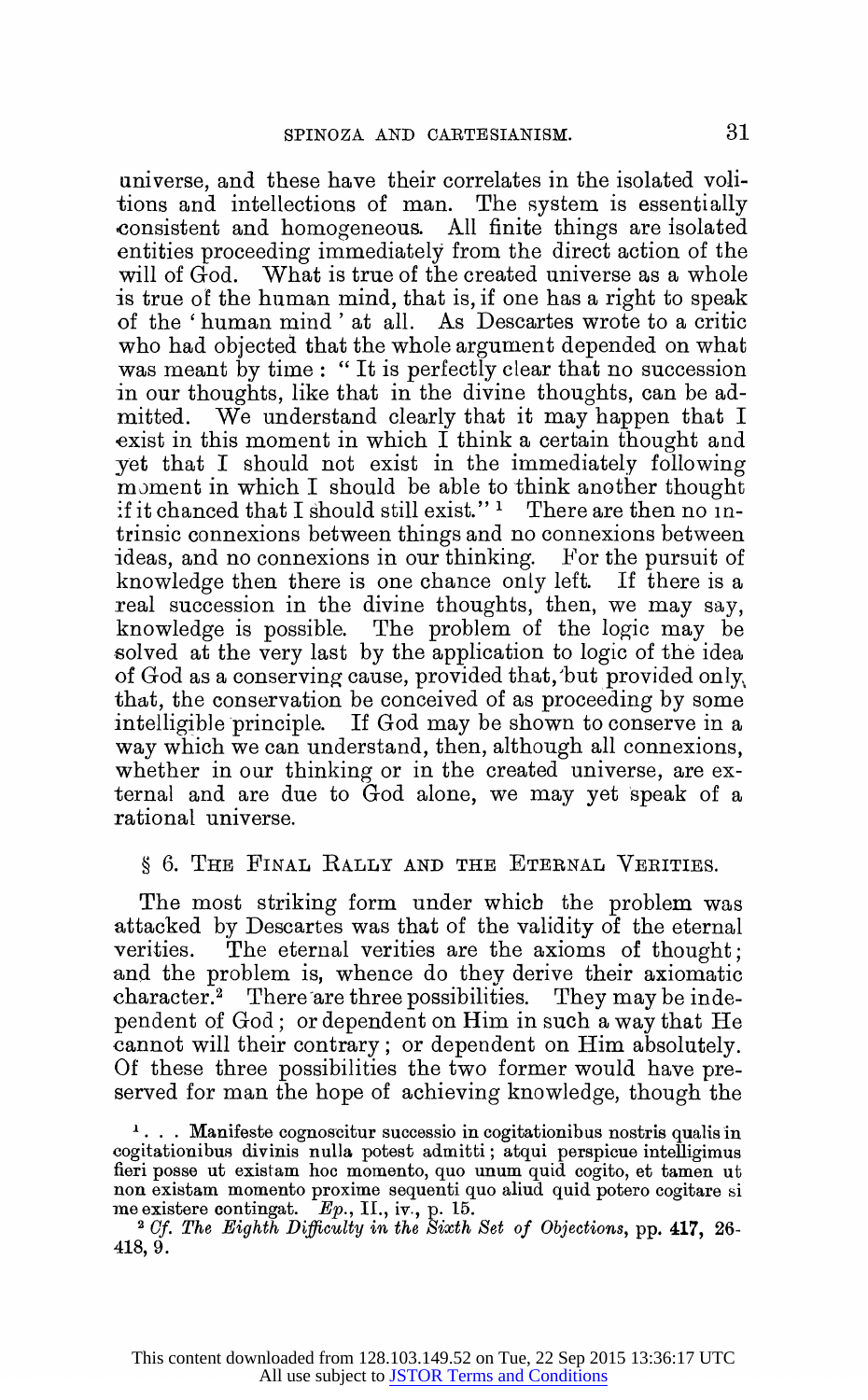universe, and these have their correlates in the isolated volitions and intellections of man. The system is essentially consistent and homogeneous. All finite things are isolated entities proceeding immediately from the direct action of the will of God. What is true of the created universe as a whole is true of the human mind, that is, if one has a right to speak of the 'human mind' at all. As Descartes wrote to a critic who had objected that the whole argument depended on what was meant by time: "It is perfectly clear that no succession in our thoughts, like that in the divine thoughts, can be admitted. We understand clearly that it may happen that I exist in this moment in which I think a certain thought and yet that I should not exist in the immediately following moment in which I should be able to think another thought if it chanced that I should still exist."[1] There are then no intrinsic connexions between things and no connexions between ideas, and no connexions in our thinking. For the pursuit of knowledge then there is one chance only left. If there is a real succession in the divine thoughts, then, we may say, knowledge is possible. The problem of the logic may be solved at the very last by the application to logic of the idea of God as a conserving cause, provided that, but provided only, that, the conservation be conceived of as proceeding by some intelligible principle. If God may be shown to conserve in a way which we can understand, then, although all connexions, whether in our thinking or in the created universe, are external and are due to God alone, we may yet speak of a rational universe.

## § 6. The Final Rally and the Eternal Verities.

The most striking form under which the problem was attacked by Descartes was that of the validity of the eternal verities. The eternal verities are the axioms of thought; and the problem is, whence do they derive their axiomatic character.[2] There are three possibilities. They may be independent of God; or dependent on Him in such a way that He cannot will their contrary; or dependent on Him absolutely. Of these three possibilities the two former would have preserved for man the hope of achieving knowledge, though the

[1] . . . Manifeste cognoscitur successio in cogitationibus nostris qualis in cogitationibus divinis nulla potest admitti; atqui perspicue intelligimus fieri posse ut existam hoc momento, quo unum quid cogito, et tamen ut non existam momento proxime sequenti quo aliud quid potero cogitare si me existere contingat. *Ep.*, II., iv., p. 15.

[2] *Cf. The Eighth Difficulty in the Sixth Set of Objections*, pp. **417**, 26-418, 9.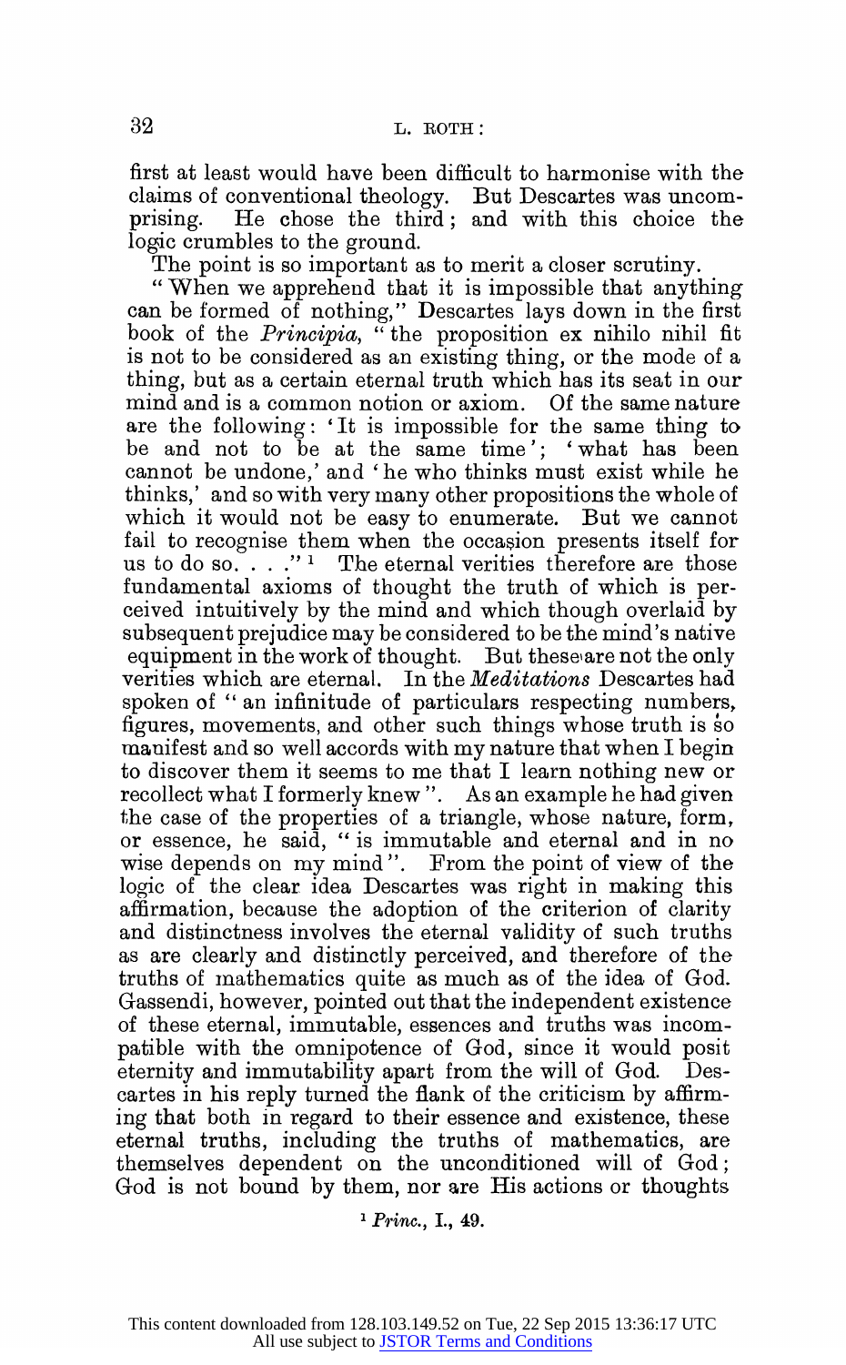first at least would have been difficult to harmonise with the claims of conventional theology. But Descartes was uncompromising. He chose the third; and with this choice the logic crumbles to the ground.

The point is so important as to merit a closer scrutiny.

"When we apprehend that it is impossible that anything can be formed of nothing," Descartes lays down in the first book of the *Principia*, "the proposition ex nihilo nihil fit is not to be considered as an existing thing, or the mode of a thing, but as a certain eternal truth which has its seat in our mind and is a common notion or axiom. Of the same nature are the following: 'It is impossible for the same thing to be and not to be at the same time'; 'what has been cannot be undone,' and 'he who thinks must exist while he thinks,' and so with very many other propositions the whole of which it would not be easy to enumerate. But we cannot fail to recognise them when the occasion presents itself for us to do so. . . ."[1] The eternal verities therefore are those fundamental axioms of thought the truth of which is perceived intuitively by the mind and which though overlaid by subsequent prejudice may be considered to be the mind's native equipment in the work of thought. But these are not the only verities which are eternal. In the *Meditations* Descartes had spoken of "an infinitude of particulars respecting numbers, figures, movements, and other such things whose truth is so manifest and so well accords with my nature that when I begin to discover them it seems to me that I learn nothing new or recollect what I formerly knew". As an example he had given the case of the properties of a triangle, whose nature, form, or essence, he said, "is immutable and eternal and in no wise depends on my mind". From the point of view of the logic of the clear idea Descartes was right in making this affirmation, because the adoption of the criterion of clarity and distinctness involves the eternal validity of such truths as are clearly and distinctly perceived, and therefore of the truths of mathematics quite as much as of the idea of God. Gassendi, however, pointed out that the independent existence of these eternal, immutable, essences and truths was incompatible with the omnipotence of God, since it would posit eternity and immutability apart from the will of God. Descartes in his reply turned the flank of the criticism by affirming that both in regard to their essence and existence, these eternal truths, including the truths of mathematics, are themselves dependent on the unconditioned will of God; God is not bound by them, nor are His actions or thoughts

[1] *Princ.*, I., 49.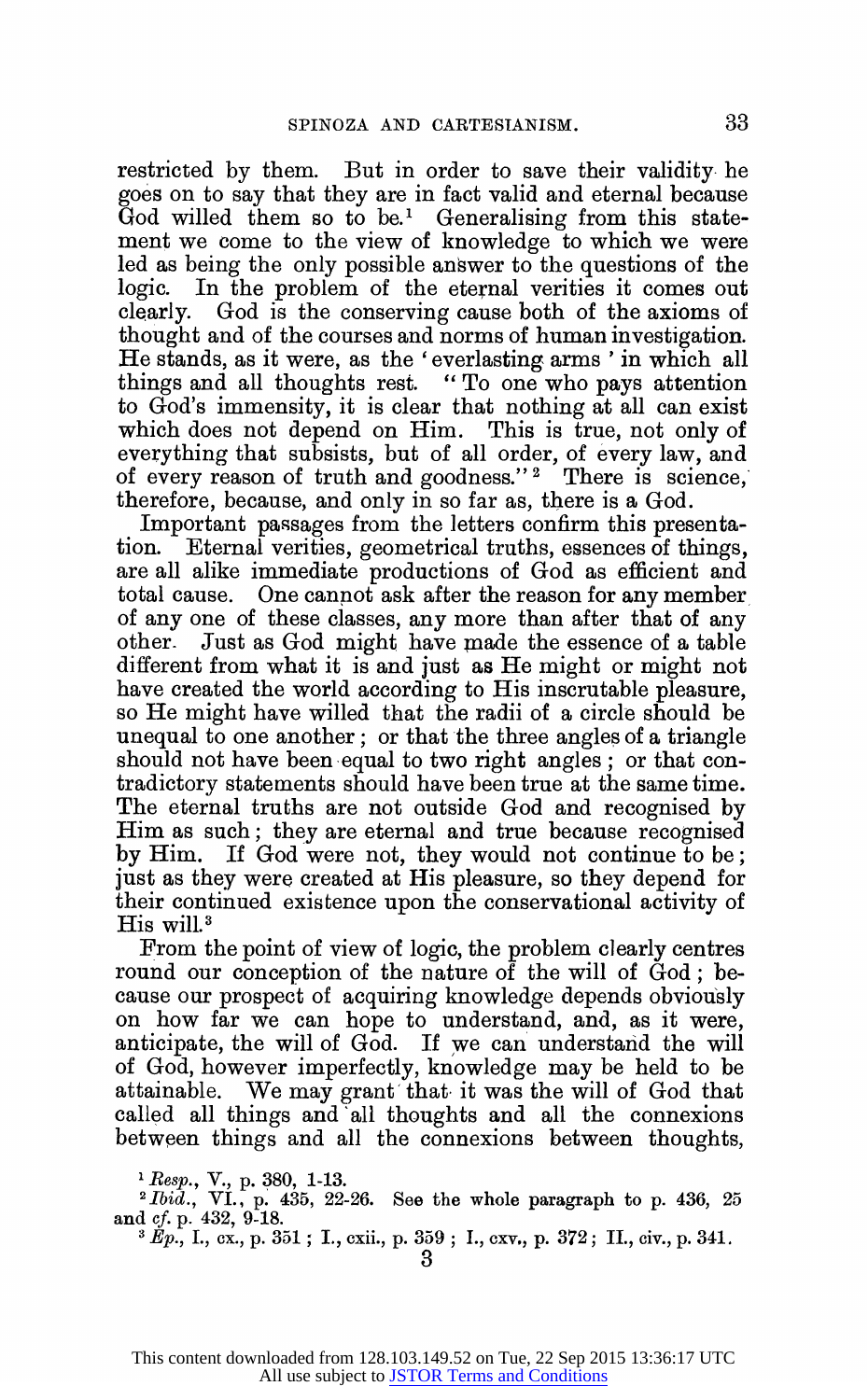restricted by them. But in order to save their validity he goes on to say that they are in fact valid and eternal because God willed them so to be.[1] Generalising from this statement we come to the view of knowledge to which we were led as being the only possible answer to the questions of the logic. In the problem of the eternal verities it comes out clearly. God is the conserving cause both of the axioms of thought and of the courses and norms of human investigation. He stands, as it were, as the 'everlasting arms' in which all things and all thoughts rest. "To one who pays attention to God's immensity, it is clear that nothing at all can exist which does not depend on Him. This is true, not only of everything that subsists, but of all order, of every law, and of every reason of truth and goodness."[2] There is science, therefore, because, and only in so far as, there is a God.

Important passages from the letters confirm this presentation. Eternal verities, geometrical truths, essences of things, are all alike immediate productions of God as efficient and total cause. One cannot ask after the reason for any member of any one of these classes, any more than after that of any other. Just as God might have made the essence of a table different from what it is and just as He might or might not have created the world according to His inscrutable pleasure, so He might have willed that the radii of a circle should be unequal to one another; or that the three angles of a triangle should not have been equal to two right angles; or that contradictory statements should have been true at the same time. The eternal truths are not outside God and recognised by Him as such; they are eternal and true because recognised by Him. If God were not, they would not continue to be; just as they were created at His pleasure, so they depend for their continued existence upon the conservational activity of His will.[3]

From the point of view of logic, the problem clearly centres round our conception of the nature of the will of God; because our prospect of acquiring knowledge depends obviously on how far we can hope to understand, and, as it were, anticipate, the will of God. If we can understand the will of God, however imperfectly, knowledge may be held to be attainable. We may grant that it was the will of God that called all things and all thoughts and all the connexions between things and all the connexions between thoughts,

[1] *Resp.*, V., p. 380, 1-13.

[2] *Ibid.*, VI., p. 435, 22-26. See the whole paragraph to p. 436, 25 and *cf.* p. 432, 9-18.

[3] *Ep.*, I., cx., p. 351; I., cxii., p. 359; I., cxv., p. 372; II., civ., p. 341.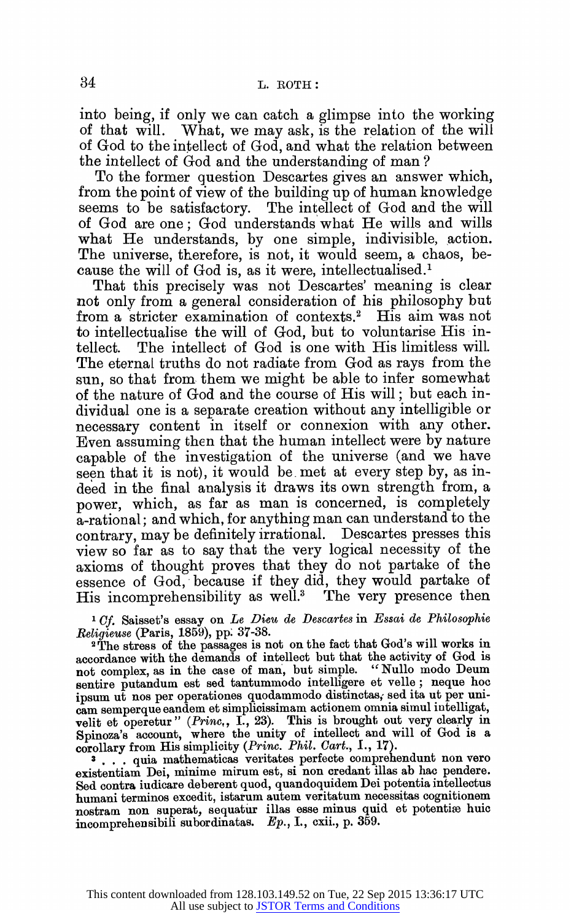into being, if only we can catch a glimpse into the working of that will. What, we may ask, is the relation of the will of God to the intellect of God, and what the relation between the intellect of God and the understanding of man?

To the former question Descartes gives an answer which, from the point of view of the building up of human knowledge seems to be satisfactory. The intellect of God and the will of God are one; God understands what He wills and wills what He understands, by one simple, indivisible, action. The universe, therefore, is not, it would seem, a chaos, because the will of God is, as it were, intellectualised.[1]

That this precisely was not Descartes' meaning is clear not only from a general consideration of his philosophy but from a stricter examination of contexts.[2] His aim was not to intellectualise the will of God, but to voluntarise His intellect. The intellect of God is one with His limitless will. The eternal truths do not radiate from God as rays from the sun, so that from them we might be able to infer somewhat of the nature of God and the course of His will; but each individual one is a separate creation without any intelligible or necessary content in itself or connexion with any other. Even assuming then that the human intellect were by nature capable of the investigation of the universe (and we have seen that it is not), it would be met at every step by, as indeed in the final analysis it draws its own strength from, a power, which, as far as man is concerned, is completely a-rational; and which, for anything man can understand to the contrary, may be definitely irrational. Descartes presses this view so far as to say that the very logical necessity of the axioms of thought proves that they do not partake of the essence of God, because if they did, they would partake of His incomprehensibility as well.[3] The very presence then

[1] *Cf.* Saisset's essay on *Le Dieu de Descartes* in *Essai de Philosophie Religieuse* (Paris, 1859), pp. 37-38.

[2] The stress of the passages is not on the fact that God's will works in accordance with the demands of intellect but that the activity of God is not complex, as in the case of man, but simple. "Nullo modo Deum sentire putandum est sed tantummodo intelligere et velle; neque hoc ipsum ut nos per operationes quodammodo distinctas, sed ita ut per unicam semperque eandem et simplicissimam actionem omnia simul intelligat, velit et operetur" (*Princ.*, I., 23). This is brought out very clearly in Spinoza's account, where the unity of intellect and will of God is a corollary from His simplicity (*Princ. Phil. Cart.*, I., 17).

[3] . . . quia mathematicas veritates perfecte comprehendunt non vero existentiam Dei, minime mirum est, si non credant illas ab hac pendere. Sed contra iudicare deberent quod, quandoquidem Dei potentia intellectus humani terminos excedit, istarum autem veritatum necessitas cognitionem nostram non superat, sequatur illas esse minus quid et potentiæ huic incomprehensibili subordinatas. *Ep.*, I., cxii., p. 359.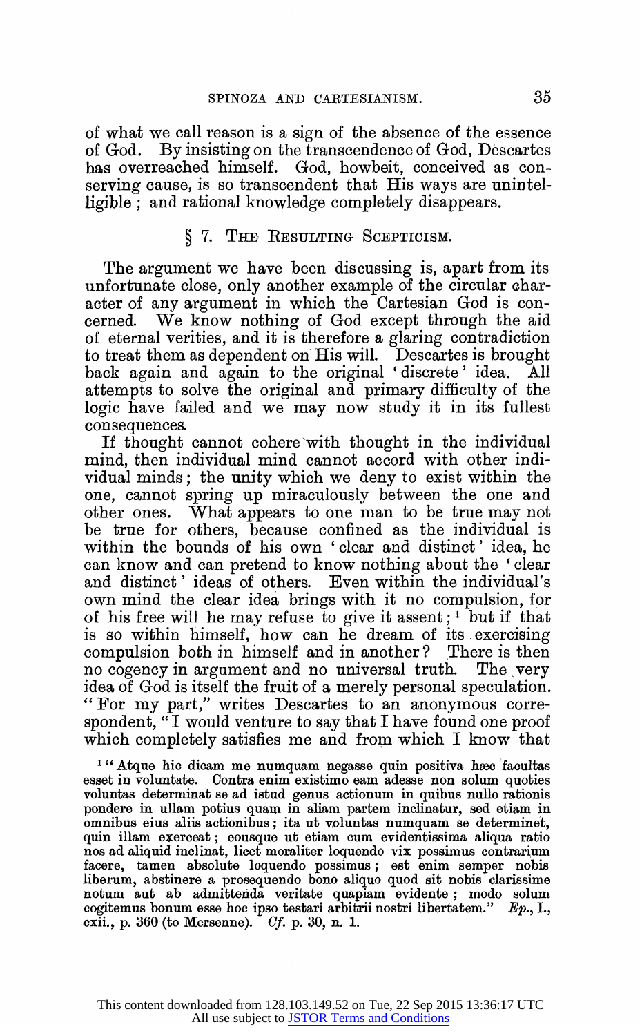of what we call reason is a sign of the absence of the essence of God. By insisting on the transcendence of God, Descartes has overreached himself. God, howbeit, conceived as conserving cause, is so transcendent that His ways are unintelligible; and rational knowledge completely disappears.

## § 7. The Resulting Scepticism.

The argument we have been discussing is, apart from its unfortunate close, only another example of the circular character of any argument in which the Cartesian God is concerned. We know nothing of God except through the aid of eternal verities, and it is therefore a glaring contradiction to treat them as dependent on His will. Descartes is brought back again and again to the original 'discrete' idea. All attempts to solve the original and primary difficulty of the logic have failed and we may now study it in its fullest consequences.

If thought cannot cohere with thought in the individual mind, then individual mind cannot accord with other individual minds; the unity which we deny to exist within the one, cannot spring up miraculously between the one and other ones. What appears to one man to be true may not be true for others, because confined as the individual is within the bounds of his own 'clear and distinct' idea, he can know and can pretend to know nothing about the 'clear and distinct' ideas of others. Even within the individual's own mind the clear idea brings with it no compulsion, for of his free will he may refuse to give it assent;[1] but if that is so within himself, how can he dream of its exercising compulsion both in himself and in another? There is then no cogency in argument and no universal truth. The very idea of God is itself the fruit of a merely personal speculation. "For my part," writes Descartes to an anonymous correspondent, "I would venture to say that I have found one proof which completely satisfies me and from which I know that

[1] "Atque hic dicam me numquam negasse quin positiva hæc facultas esset in voluntate. Contra enim existimo eam adesse non solum quoties voluntas determinat se ad istud genus actionum in quibus nullo rationis pondere in ullam potius quam in aliam partem inclinatur, sed etiam in omnibus eius aliis actionibus; ita ut voluntas numquam se determinet, quin illam exerceat; eousque ut etiam cum evidentissima aliqua ratio nos ad aliquid inclinat, licet moraliter loquendo vix possimus contrarium facere, tamen absolute loquendo possimus; est enim semper nobis liberum, abstinere a prosequendo bono aliquo quod sit nobis clarissime notum aut ab admittenda veritate quapiam evidente; modo solum cogitemus bonum esse hoc ipso testari arbitrii nostri libertatem." *Ep.*, I., cxii., p. 360 (to Mersenne). *Cf.* p. 30, n. 1.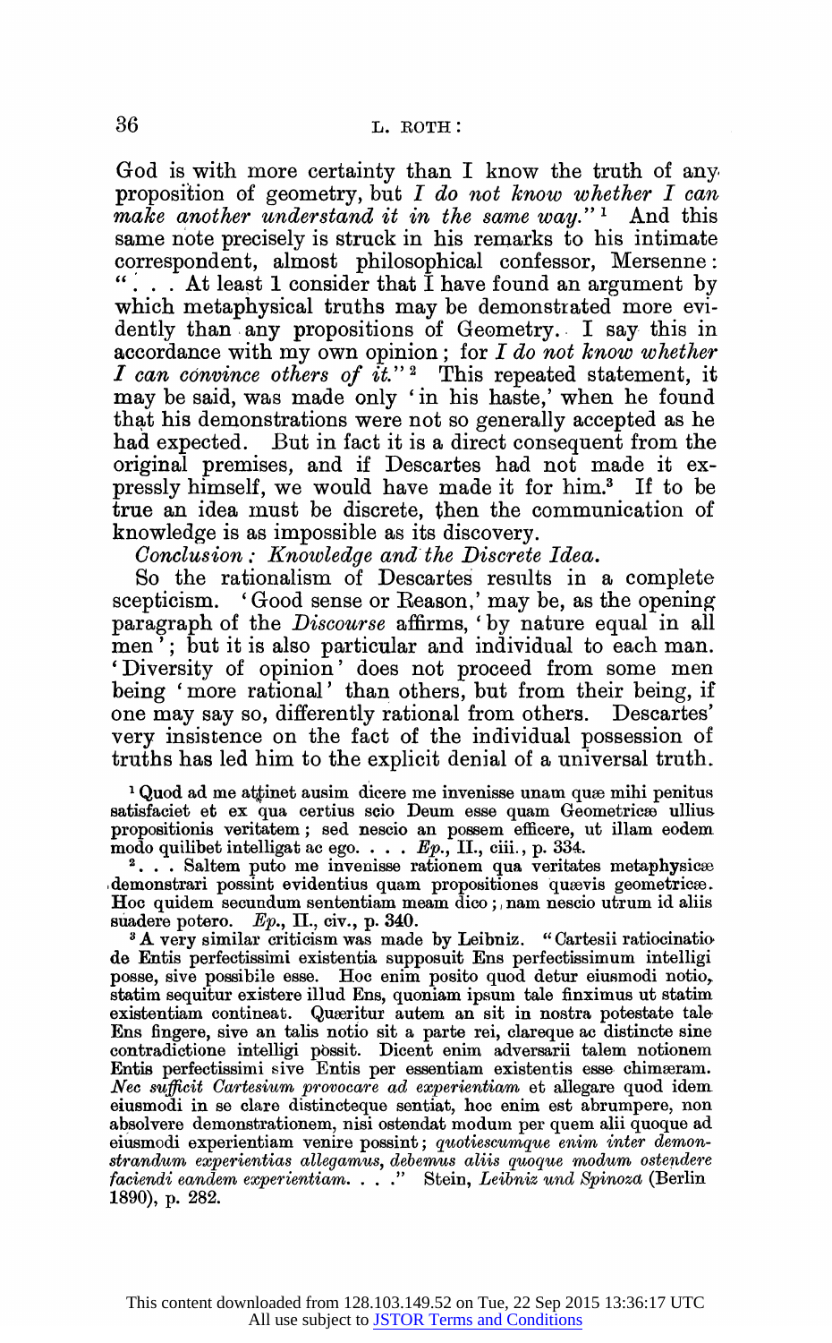God is with more certainty than I know the truth of any proposition of geometry, but *I do not know whether I can make another understand it in the same way.*" [1] And this same note precisely is struck in his remarks to his intimate correspondent, almost philosophical confessor, Mersenne: ". . . At least I consider that I have found an argument by which metaphysical truths may be demonstrated more evidently than any propositions of Geometry. I say this in accordance with my own opinion; for *I do not know whether I can convince others of it.*" [2] This repeated statement, it may be said, was made only 'in his haste,' when he found that his demonstrations were not so generally accepted as he had expected. But in fact it is a direct consequent from the original premises, and if Descartes had not made it expressly himself, we would have made it for him.[3] If to be true an idea must be discrete, then the communication of knowledge is as impossible as its discovery.

*Conclusion: Knowledge and the Discrete Idea.*

So the rationalism of Descartes results in a complete scepticism. 'Good sense or Reason,' may be, as the opening paragraph of the *Discourse* affirms, 'by nature equal in all men'; but it is also particular and individual to each man. 'Diversity of opinion' does not proceed from some men being 'more rational' than others, but from their being, if one may say so, differently rational from others. Descartes' very insistence on the fact of the individual possession of truths has led him to the explicit denial of a universal truth.

[1] Quod ad me attinet ausim dicere me invenisse unam quæ mihi penitus satisfaciet et ex qua certius scio Deum esse quam Geometricæ ullius propositionis veritatem; sed nescio an possem efficere, ut illam eodem modo quilibet intelligat ac ego. . . . *Ep.*, II., ciii., p. 334.

[2] . . . Saltem puto me invenisse rationem qua veritates metaphysicæ demonstrari possint evidentius quam propositiones quævis geometricæ. Hoc quidem secundum sententiam meam dico; nam nescio utrum id aliis suadere potero. *Ep.*, II., civ., p. 340.

[3] A very similar criticism was made by Leibniz. "Cartesii ratiocinatio de Entis perfectissimi existentia supposuit Ens perfectissimum intelligi posse, sive possibile esse. Hoc enim posito quod detur eiusmodi notio, statim sequitur existere illud Ens, quoniam ipsum tale finximus ut statim existentiam contineat. Quæritur autem an sit in nostra potestate tale Ens fingere, sive an talis notio sit a parte rei, clareque ac distincte sine contradictione intelligi possit. Dicent enim adversarii talem notionem Entis perfectissimi sive Entis per essentiam existentis esse chimæram. *Nec sufficit Cartesium provocare ad experientiam* et allegare quod idem eiusmodi in se clare distincteque sentiat, hoc enim est abrumpere, non absolvere demonstrationem, nisi ostendat modum per quem alii quoque ad eiusmodi experientiam venire possint; *quotiescumque enim inter demonstrandum experientias allegamus, debemus aliis quoque modum ostendere faciendi eandem experientiam. . . .*" Stein, *Leibniz und Spinoza* (Berlin 1890), p. 282.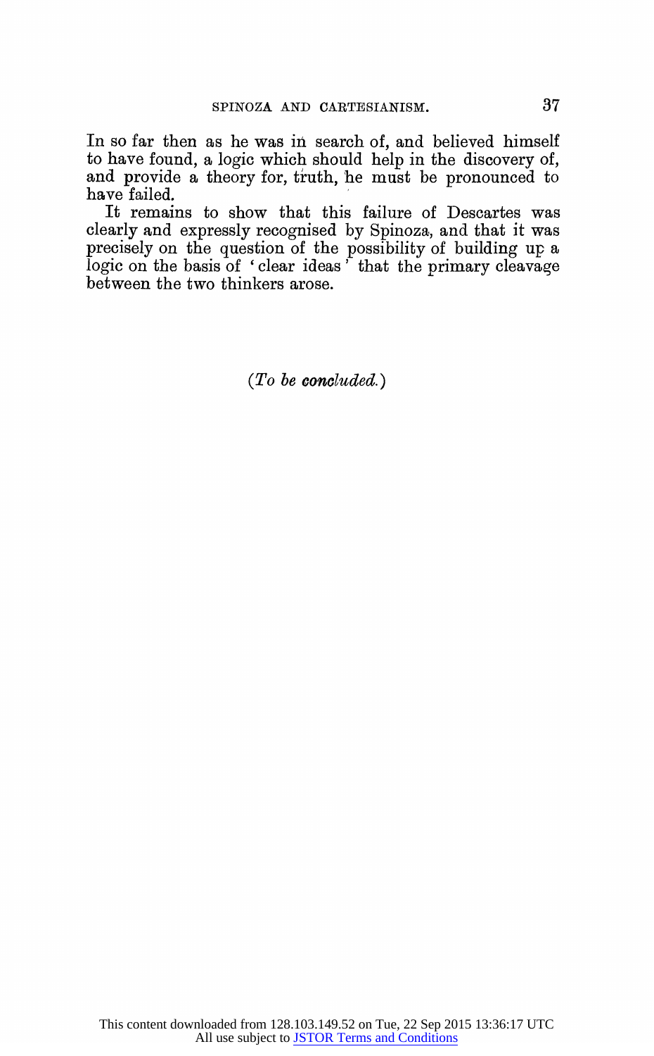In so far then as he was in search of, and believed himself to have found, a logic which should help in the discovery of, and provide a theory for, truth, he must be pronounced to have failed.

It remains to show that this failure of Descartes was clearly and expressly recognised by Spinoza, and that it was precisely on the question of the possibility of building up a logic on the basis of 'clear ideas' that the primary cleavage between the two thinkers arose.

(*To be concluded.*)